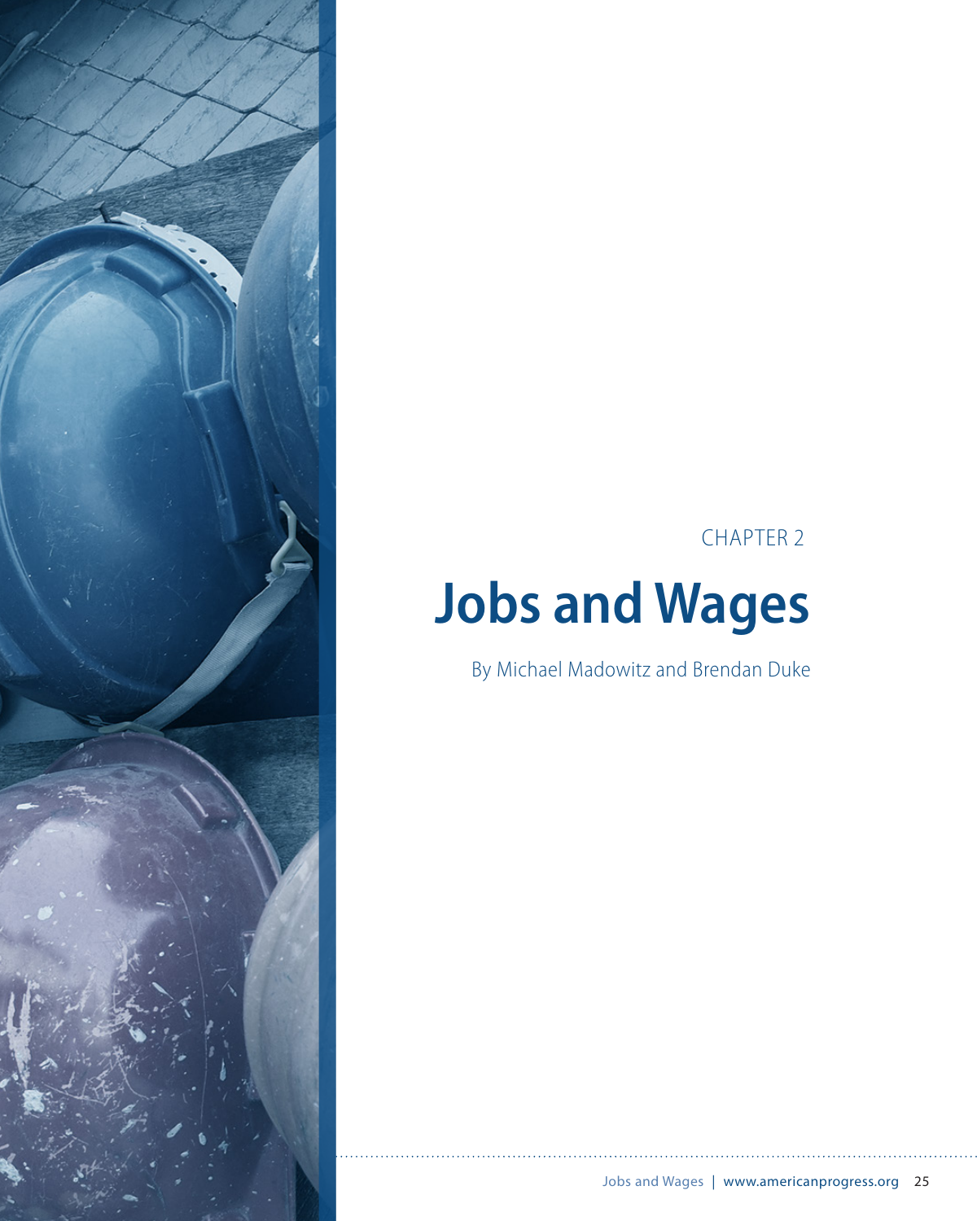CHAPTER 2

# Jobs and Wages

By Michael Madowitz and Brendan Duke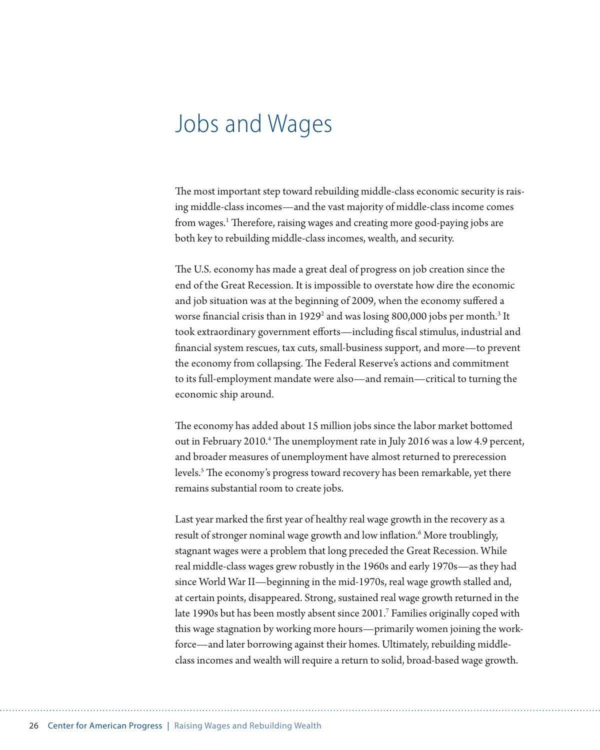# Jobs and Wages

The most important step toward rebuilding middle-class economic security is raising middle-class incomes—and the vast majority of middle-class income comes from wages.[1] Therefore, raising wages and creating more good-paying jobs are both key to rebuilding middle-class incomes, wealth, and security.

The U.S. economy has made a great deal of progress on job creation since the end of the Great Recession. It is impossible to overstate how dire the economic and job situation was at the beginning of 2009, when the economy suffered a worse financial crisis than in 1929[2] and was losing 800,000 jobs per month.[3] It took extraordinary government efforts—including fiscal stimulus, industrial and financial system rescues, tax cuts, small-business support, and more—to prevent the economy from collapsing. The Federal Reserve's actions and commitment to its full-employment mandate were also—and remain—critical to turning the economic ship around.

The economy has added about 15 million jobs since the labor market bottomed out in February 2010.[4] The unemployment rate in July 2016 was a low 4.9 percent, and broader measures of unemployment have almost returned to prerecession levels.[5] The economy's progress toward recovery has been remarkable, yet there remains substantial room to create jobs.

Last year marked the first year of healthy real wage growth in the recovery as a result of stronger nominal wage growth and low inflation.[6] More troublingly, stagnant wages were a problem that long preceded the Great Recession. While real middle-class wages grew robustly in the 1960s and early 1970s—as they had since World War II—beginning in the mid-1970s, real wage growth stalled and, at certain points, disappeared. Strong, sustained real wage growth returned in the late 1990s but has been mostly absent since 2001.[7] Families originally coped with this wage stagnation by working more hours—primarily women joining the workforce—and later borrowing against their homes. Ultimately, rebuilding middle-class incomes and wealth will require a return to solid, broad-based wage growth.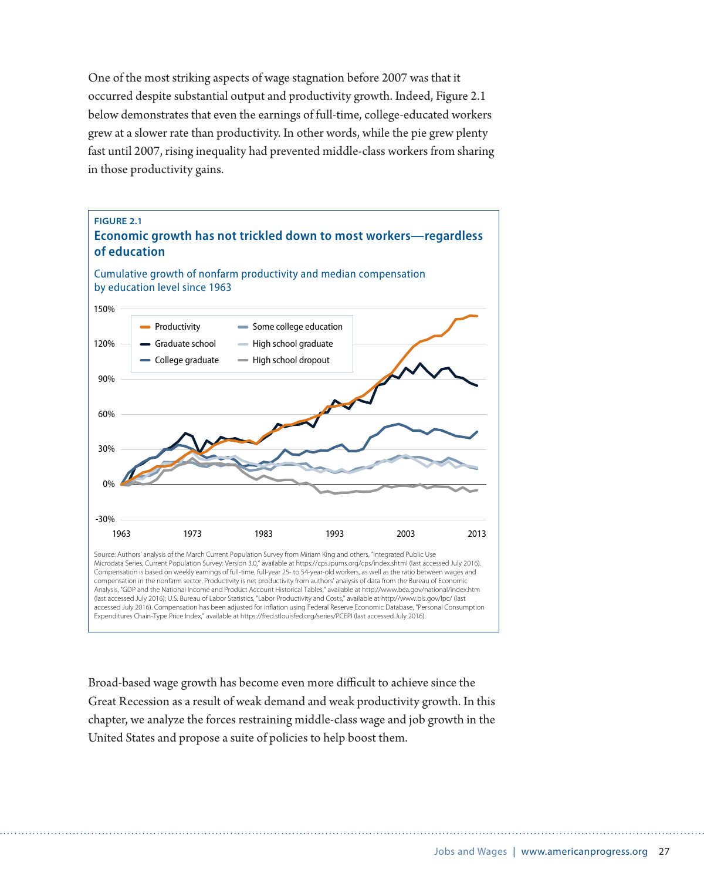One of the most striking aspects of wage stagnation before 2007 was that it occurred despite substantial output and productivity growth. Indeed, Figure 2.1 below demonstrates that even the earnings of full-time, college-educated workers grew at a slower rate than productivity. In other words, while the pie grew plenty fast until 2007, rising inequality had prevented middle-class workers from sharing in those productivity gains.

**FIGURE 2.1**

**Economic growth has not trickled down to most workers—regardless of education**

Cumulative growth of nonfarm productivity and median compensation by education level since 1963

Source: Authors' analysis of the March Current Population Survey from Miriam King and others, "Integrated Public Use Microdata Series, Current Population Survey: Version 3.0," available at https://cps.ipums.org/cps/index.shtml (last accessed July 2016). Compensation is based on weekly earnings of full-time, full-year 25- to 54-year-old workers, as well as the ratio between wages and compensation in the nonfarm sector. Productivity is net productivity from authors' analysis of data from the Bureau of Economic Analysis, "GDP and the National Income and Product Account Historical Tables," available at http://www.bea.gov/national/index.htm (last accessed July 2016); U.S. Bureau of Labor Statistics, "Labor Productivity and Costs," available at http://www.bls.gov/lpc/ (last accessed July 2016). Compensation has been adjusted for inflation using Federal Reserve Economic Database, "Personal Consumption Expenditures Chain-Type Price Index," available at https://fred.stlouisfed.org/series/PCEPI (last accessed July 2016).

Broad-based wage growth has become even more difficult to achieve since the Great Recession as a result of weak demand and weak productivity growth. In this chapter, we analyze the forces restraining middle-class wage and job growth in the United States and propose a suite of policies to help boost them.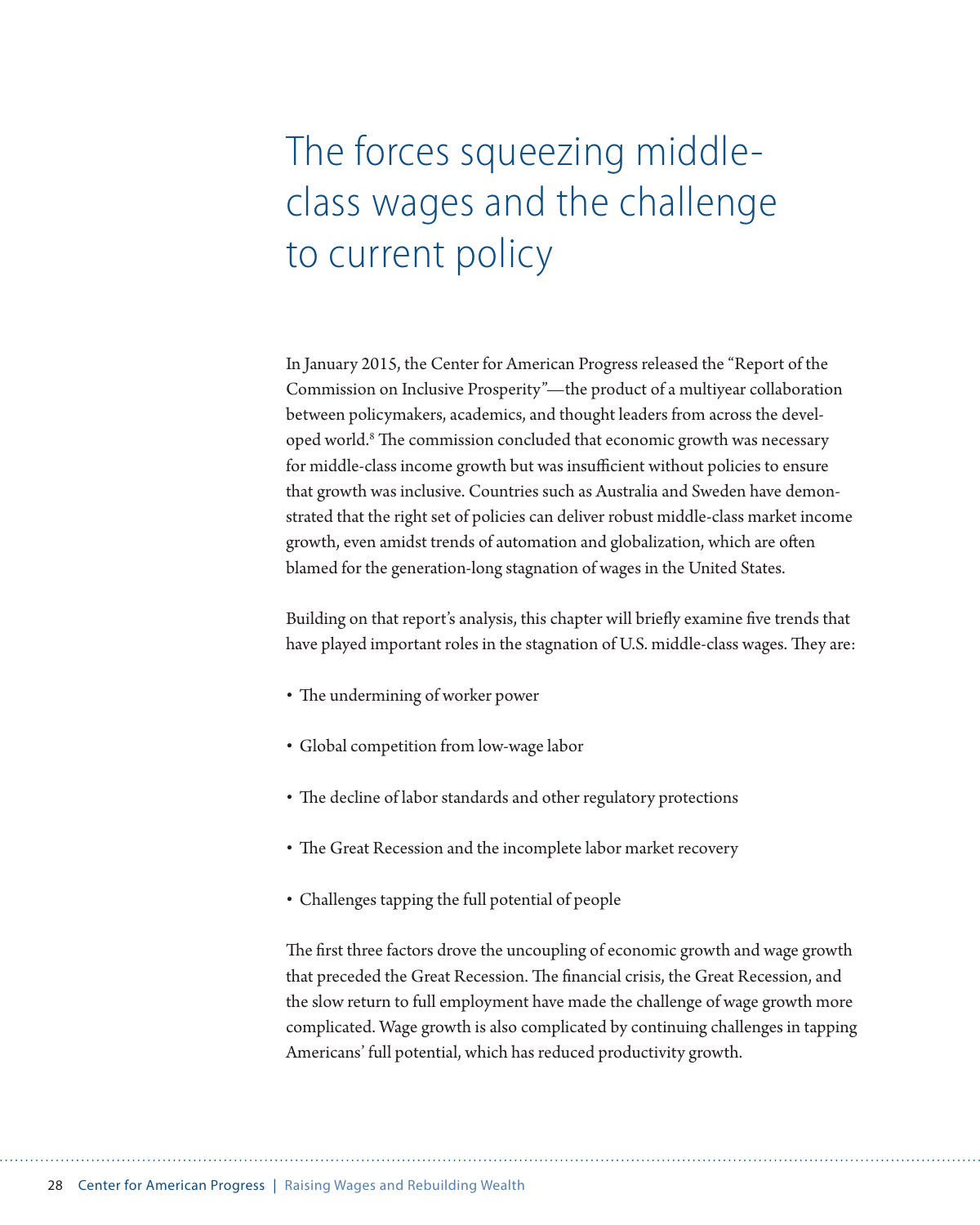# The forces squeezing middle-class wages and the challenge to current policy

In January 2015, the Center for American Progress released the "Report of the Commission on Inclusive Prosperity"—the product of a multiyear collaboration between policymakers, academics, and thought leaders from across the developed world.[8] The commission concluded that economic growth was necessary for middle-class income growth but was insufficient without policies to ensure that growth was inclusive. Countries such as Australia and Sweden have demonstrated that the right set of policies can deliver robust middle-class market income growth, even amidst trends of automation and globalization, which are often blamed for the generation-long stagnation of wages in the United States.

Building on that report's analysis, this chapter will briefly examine five trends that have played important roles in the stagnation of U.S. middle-class wages. They are:

- The undermining of worker power
- Global competition from low-wage labor
- The decline of labor standards and other regulatory protections
- The Great Recession and the incomplete labor market recovery
- Challenges tapping the full potential of people

The first three factors drove the uncoupling of economic growth and wage growth that preceded the Great Recession. The financial crisis, the Great Recession, and the slow return to full employment have made the challenge of wage growth more complicated. Wage growth is also complicated by continuing challenges in tapping Americans' full potential, which has reduced productivity growth.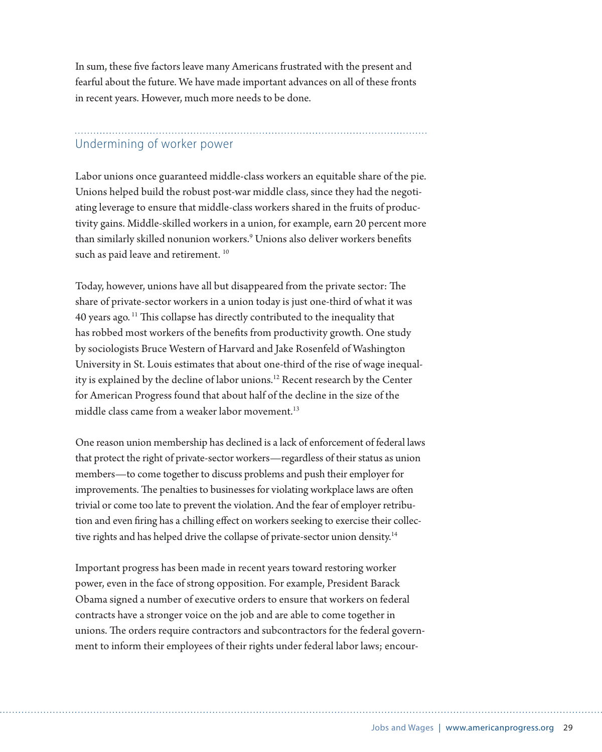In sum, these five factors leave many Americans frustrated with the present and fearful about the future. We have made important advances on all of these fronts in recent years. However, much more needs to be done.

## Undermining of worker power

Labor unions once guaranteed middle-class workers an equitable share of the pie. Unions helped build the robust post-war middle class, since they had the negotiating leverage to ensure that middle-class workers shared in the fruits of productivity gains. Middle-skilled workers in a union, for example, earn 20 percent more than similarly skilled nonunion workers.[9] Unions also deliver workers benefits such as paid leave and retirement. [10]

Today, however, unions have all but disappeared from the private sector: The share of private-sector workers in a union today is just one-third of what it was 40 years ago. [11] This collapse has directly contributed to the inequality that has robbed most workers of the benefits from productivity growth. One study by sociologists Bruce Western of Harvard and Jake Rosenfeld of Washington University in St. Louis estimates that about one-third of the rise of wage inequality is explained by the decline of labor unions.[12] Recent research by the Center for American Progress found that about half of the decline in the size of the middle class came from a weaker labor movement.[13]

One reason union membership has declined is a lack of enforcement of federal laws that protect the right of private-sector workers—regardless of their status as union members—to come together to discuss problems and push their employer for improvements. The penalties to businesses for violating workplace laws are often trivial or come too late to prevent the violation. And the fear of employer retribution and even firing has a chilling effect on workers seeking to exercise their collective rights and has helped drive the collapse of private-sector union density.[14]

Important progress has been made in recent years toward restoring worker power, even in the face of strong opposition. For example, President Barack Obama signed a number of executive orders to ensure that workers on federal contracts have a stronger voice on the job and are able to come together in unions. The orders require contractors and subcontractors for the federal government to inform their employees of their rights under federal labor laws; encour-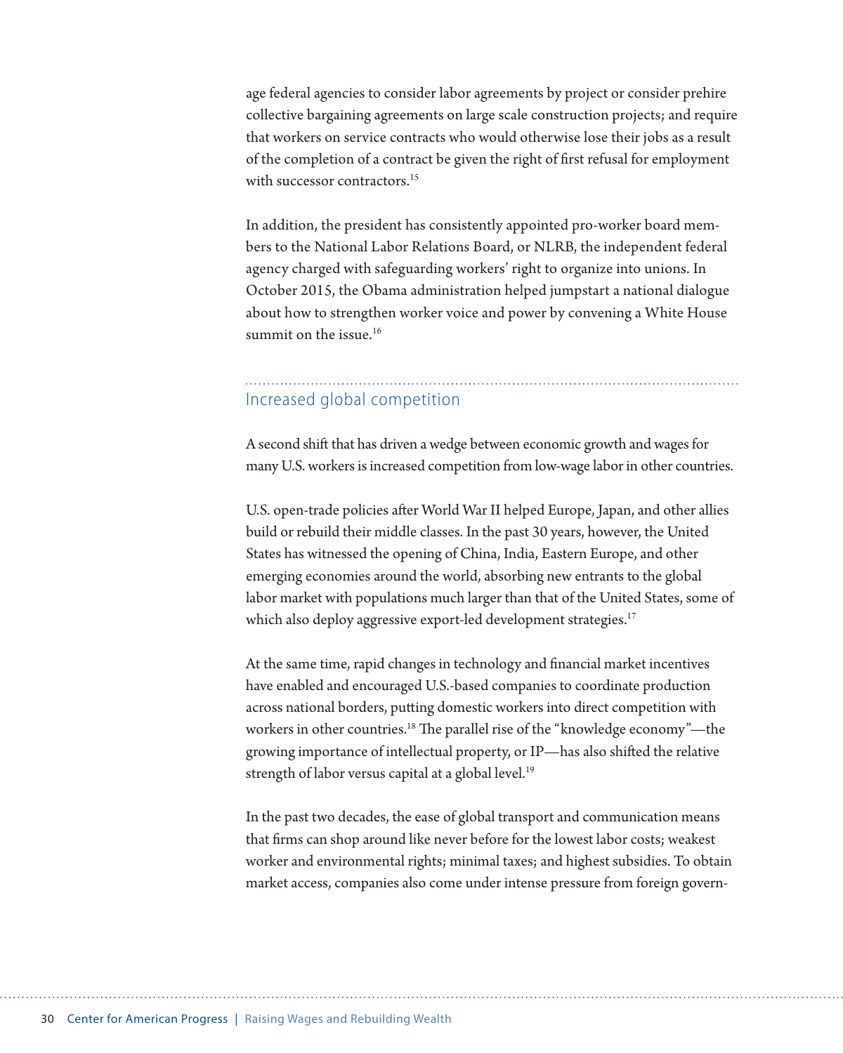age federal agencies to consider labor agreements by project or consider prehire collective bargaining agreements on large scale construction projects; and require that workers on service contracts who would otherwise lose their jobs as a result of the completion of a contract be given the right of first refusal for employment with successor contractors.[15]

In addition, the president has consistently appointed pro-worker board members to the National Labor Relations Board, or NLRB, the independent federal agency charged with safeguarding workers' right to organize into unions. In October 2015, the Obama administration helped jumpstart a national dialogue about how to strengthen worker voice and power by convening a White House summit on the issue.[16]

## Increased global competition

A second shift that has driven a wedge between economic growth and wages for many U.S. workers is increased competition from low-wage labor in other countries.

U.S. open-trade policies after World War II helped Europe, Japan, and other allies build or rebuild their middle classes. In the past 30 years, however, the United States has witnessed the opening of China, India, Eastern Europe, and other emerging economies around the world, absorbing new entrants to the global labor market with populations much larger than that of the United States, some of which also deploy aggressive export-led development strategies.[17]

At the same time, rapid changes in technology and financial market incentives have enabled and encouraged U.S.-based companies to coordinate production across national borders, putting domestic workers into direct competition with workers in other countries.[18] The parallel rise of the "knowledge economy"—the growing importance of intellectual property, or IP—has also shifted the relative strength of labor versus capital at a global level.[19]

In the past two decades, the ease of global transport and communication means that firms can shop around like never before for the lowest labor costs; weakest worker and environmental rights; minimal taxes; and highest subsidies. To obtain market access, companies also come under intense pressure from foreign govern-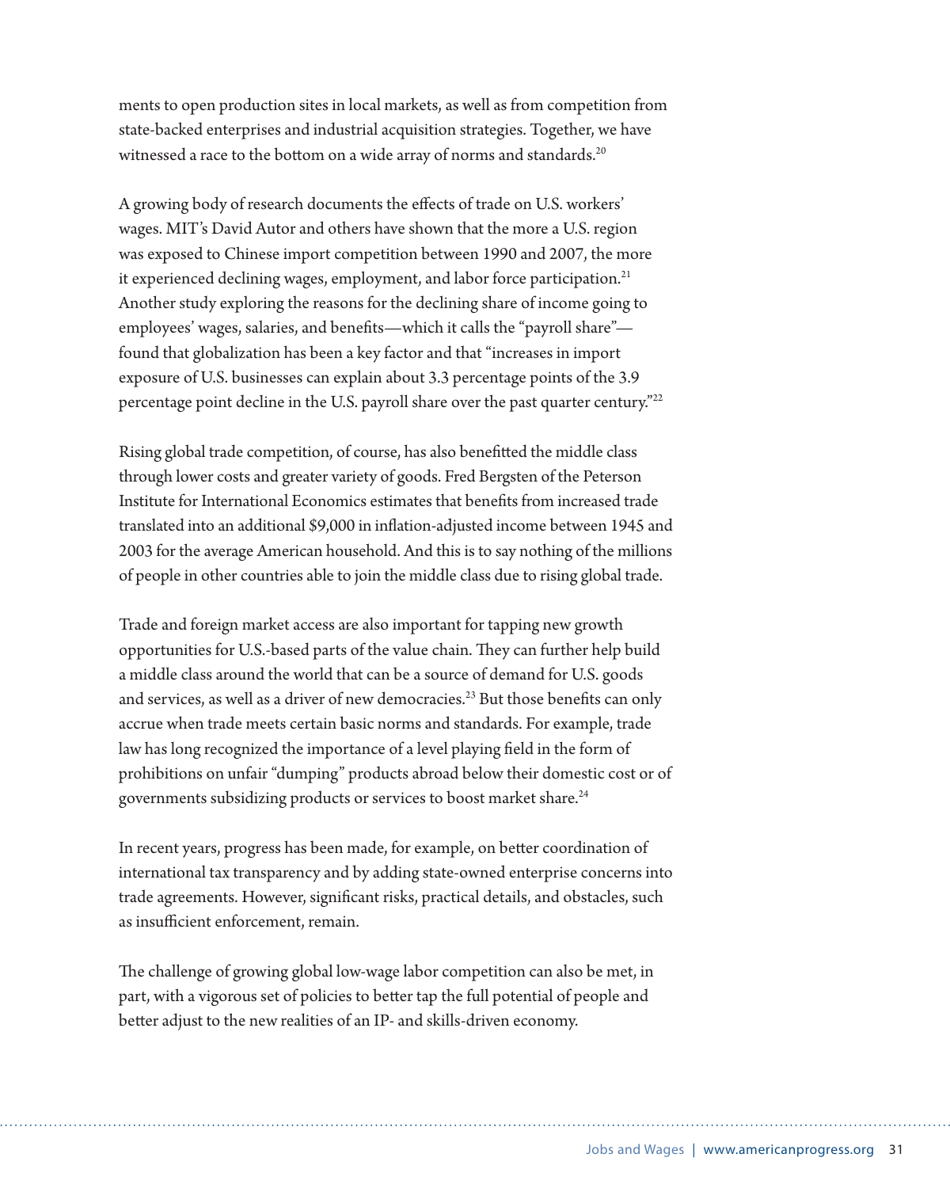ments to open production sites in local markets, as well as from competition from state-backed enterprises and industrial acquisition strategies. Together, we have witnessed a race to the bottom on a wide array of norms and standards.[20]

A growing body of research documents the effects of trade on U.S. workers' wages. MIT's David Autor and others have shown that the more a U.S. region was exposed to Chinese import competition between 1990 and 2007, the more it experienced declining wages, employment, and labor force participation.[21] Another study exploring the reasons for the declining share of income going to employees' wages, salaries, and benefits—which it calls the "payroll share"—found that globalization has been a key factor and that "increases in import exposure of U.S. businesses can explain about 3.3 percentage points of the 3.9 percentage point decline in the U.S. payroll share over the past quarter century."[22]

Rising global trade competition, of course, has also benefitted the middle class through lower costs and greater variety of goods. Fred Bergsten of the Peterson Institute for International Economics estimates that benefits from increased trade translated into an additional $9,000 in inflation-adjusted income between 1945 and 2003 for the average American household. And this is to say nothing of the millions of people in other countries able to join the middle class due to rising global trade.

Trade and foreign market access are also important for tapping new growth opportunities for U.S.-based parts of the value chain. They can further help build a middle class around the world that can be a source of demand for U.S. goods and services, as well as a driver of new democracies.[23] But those benefits can only accrue when trade meets certain basic norms and standards. For example, trade law has long recognized the importance of a level playing field in the form of prohibitions on unfair "dumping" products abroad below their domestic cost or of governments subsidizing products or services to boost market share.[24]

In recent years, progress has been made, for example, on better coordination of international tax transparency and by adding state-owned enterprise concerns into trade agreements. However, significant risks, practical details, and obstacles, such as insufficient enforcement, remain.

The challenge of growing global low-wage labor competition can also be met, in part, with a vigorous set of policies to better tap the full potential of people and better adjust to the new realities of an IP- and skills-driven economy.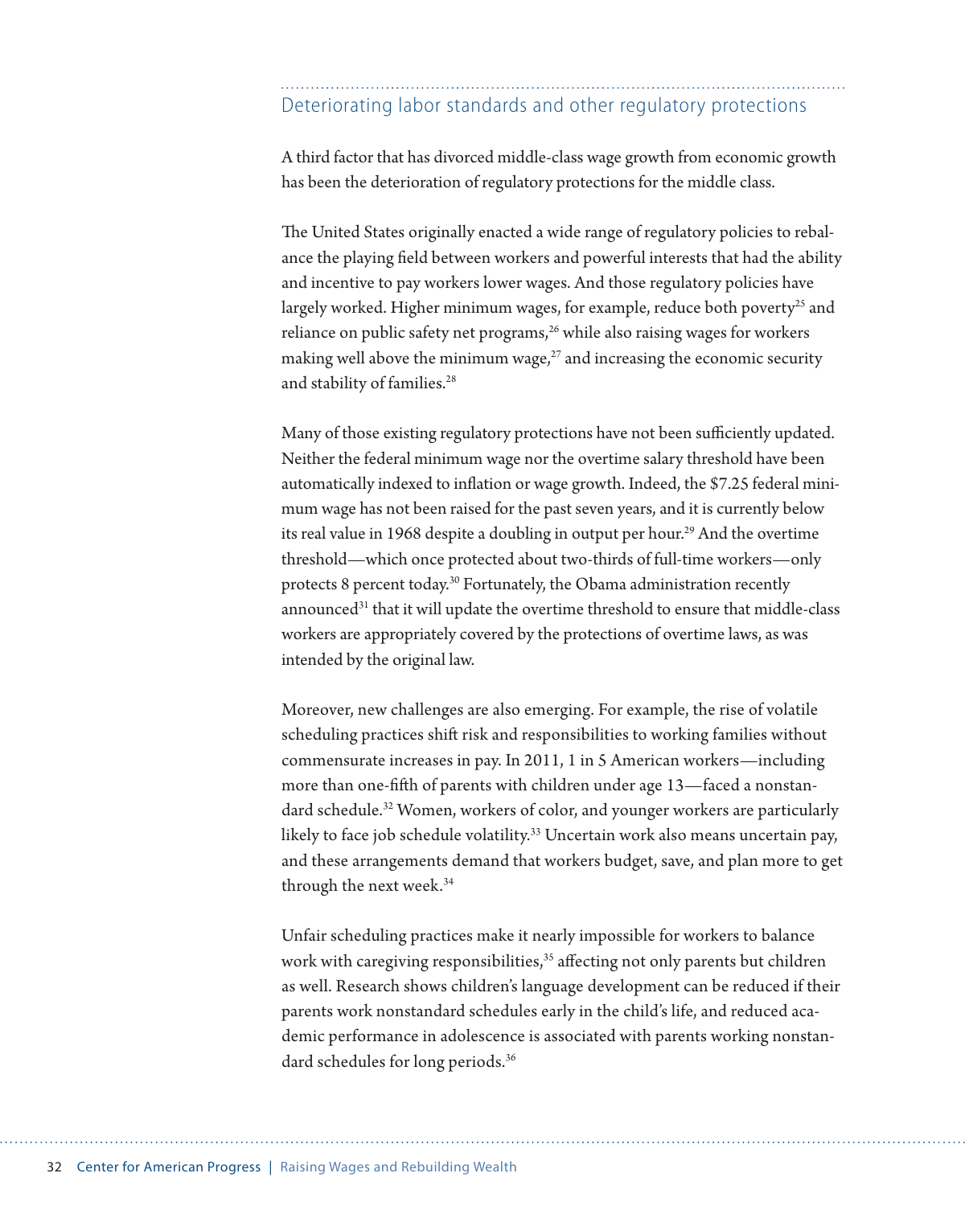## Deteriorating labor standards and other regulatory protections

A third factor that has divorced middle-class wage growth from economic growth has been the deterioration of regulatory protections for the middle class.

The United States originally enacted a wide range of regulatory policies to rebalance the playing field between workers and powerful interests that had the ability and incentive to pay workers lower wages. And those regulatory policies have largely worked. Higher minimum wages, for example, reduce both poverty[25] and reliance on public safety net programs,[26] while also raising wages for workers making well above the minimum wage,[27] and increasing the economic security and stability of families.[28]

Many of those existing regulatory protections have not been sufficiently updated. Neither the federal minimum wage nor the overtime salary threshold have been automatically indexed to inflation or wage growth. Indeed, the $7.25 federal minimum wage has not been raised for the past seven years, and it is currently below its real value in 1968 despite a doubling in output per hour.[29] And the overtime threshold—which once protected about two-thirds of full-time workers—only protects 8 percent today.[30] Fortunately, the Obama administration recently announced[31] that it will update the overtime threshold to ensure that middle-class workers are appropriately covered by the protections of overtime laws, as was intended by the original law.

Moreover, new challenges are also emerging. For example, the rise of volatile scheduling practices shift risk and responsibilities to working families without commensurate increases in pay. In 2011, 1 in 5 American workers—including more than one-fifth of parents with children under age 13—faced a nonstandard schedule.[32] Women, workers of color, and younger workers are particularly likely to face job schedule volatility.[33] Uncertain work also means uncertain pay, and these arrangements demand that workers budget, save, and plan more to get through the next week.[34]

Unfair scheduling practices make it nearly impossible for workers to balance work with caregiving responsibilities,[35] affecting not only parents but children as well. Research shows children's language development can be reduced if their parents work nonstandard schedules early in the child's life, and reduced academic performance in adolescence is associated with parents working nonstandard schedules for long periods.[36]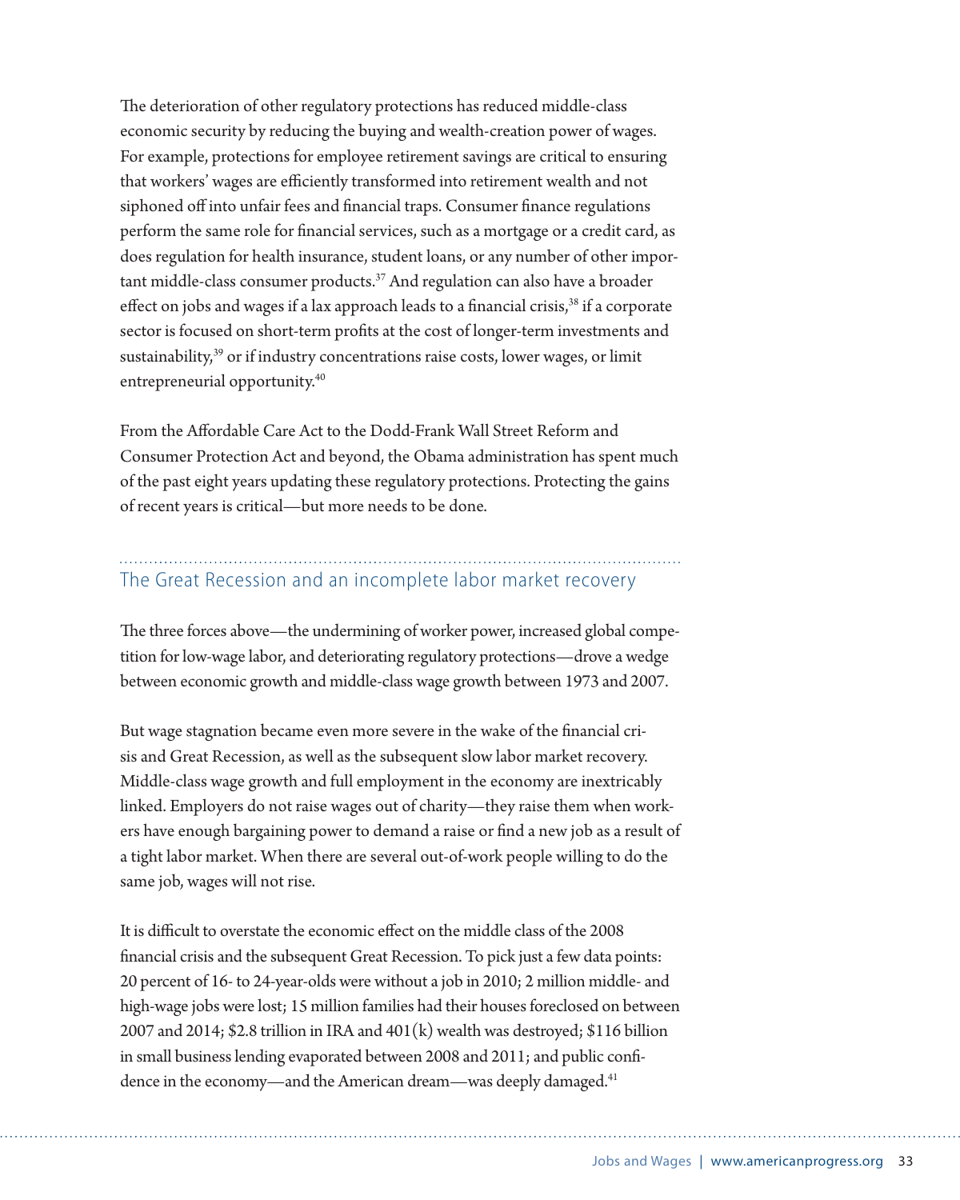The deterioration of other regulatory protections has reduced middle-class economic security by reducing the buying and wealth-creation power of wages. For example, protections for employee retirement savings are critical to ensuring that workers' wages are efficiently transformed into retirement wealth and not siphoned off into unfair fees and financial traps. Consumer finance regulations perform the same role for financial services, such as a mortgage or a credit card, as does regulation for health insurance, student loans, or any number of other important middle-class consumer products.[37] And regulation can also have a broader effect on jobs and wages if a lax approach leads to a financial crisis,[38] if a corporate sector is focused on short-term profits at the cost of longer-term investments and sustainability,[39] or if industry concentrations raise costs, lower wages, or limit entrepreneurial opportunity.[40]

From the Affordable Care Act to the Dodd-Frank Wall Street Reform and Consumer Protection Act and beyond, the Obama administration has spent much of the past eight years updating these regulatory protections. Protecting the gains of recent years is critical—but more needs to be done.

## The Great Recession and an incomplete labor market recovery

The three forces above—the undermining of worker power, increased global competition for low-wage labor, and deteriorating regulatory protections—drove a wedge between economic growth and middle-class wage growth between 1973 and 2007.

But wage stagnation became even more severe in the wake of the financial crisis and Great Recession, as well as the subsequent slow labor market recovery. Middle-class wage growth and full employment in the economy are inextricably linked. Employers do not raise wages out of charity—they raise them when workers have enough bargaining power to demand a raise or find a new job as a result of a tight labor market. When there are several out-of-work people willing to do the same job, wages will not rise.

It is difficult to overstate the economic effect on the middle class of the 2008 financial crisis and the subsequent Great Recession. To pick just a few data points: 20 percent of 16- to 24-year-olds were without a job in 2010; 2 million middle- and high-wage jobs were lost; 15 million families had their houses foreclosed on between 2007 and 2014; $2.8 trillion in IRA and 401(k) wealth was destroyed; $116 billion in small business lending evaporated between 2008 and 2011; and public confidence in the economy—and the American dream—was deeply damaged.[41]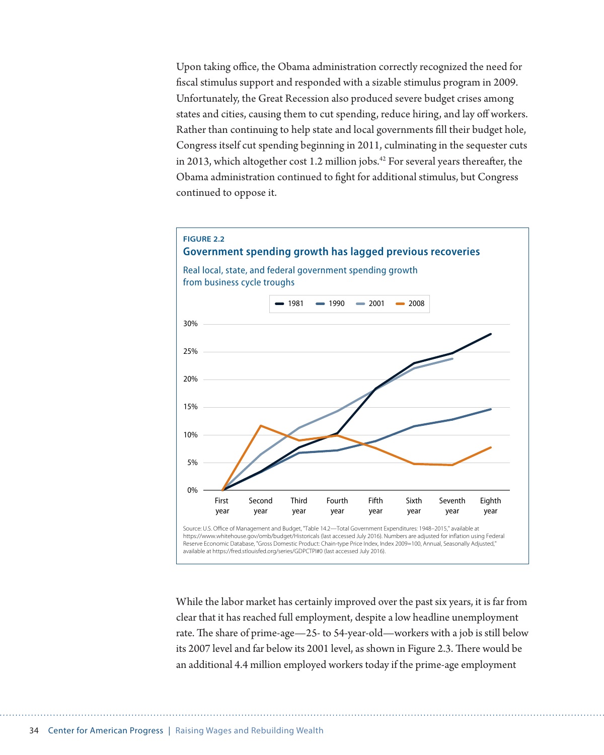Upon taking office, the Obama administration correctly recognized the need for fiscal stimulus support and responded with a sizable stimulus program in 2009. Unfortunately, the Great Recession also produced severe budget crises among states and cities, causing them to cut spending, reduce hiring, and lay off workers. Rather than continuing to help state and local governments fill their budget hole, Congress itself cut spending beginning in 2011, culminating in the sequester cuts in 2013, which altogether cost 1.2 million jobs.[42] For several years thereafter, the Obama administration continued to fight for additional stimulus, but Congress continued to oppose it.

**FIGURE 2.2**

**Government spending growth has lagged previous recoveries**

Real local, state, and federal government spending growth from business cycle troughs

Legend: 1981, 1990, 2001, 2008

Y-axis: 0%, 5%, 10%, 15%, 20%, 25%, 30%

X-axis: First year, Second year, Third year, Fourth year, Fifth year, Sixth year, Seventh year, Eighth year

Source: U.S. Office of Management and Budget, "Table 14.2—Total Government Expenditures: 1948–2015," available at https://www.whitehouse.gov/omb/budget/Historicals (last accessed July 2016). Numbers are adjusted for inflation using Federal Reserve Economic Database, "Gross Domestic Product: Chain-type Price Index, Index 2009=100, Annual, Seasonally Adjusted," available at https://fred.stlouisfed.org/series/GDPCTPI#0 (last accessed July 2016).

While the labor market has certainly improved over the past six years, it is far from clear that it has reached full employment, despite a low headline unemployment rate. The share of prime-age—25- to 54-year-old—workers with a job is still below its 2007 level and far below its 2001 level, as shown in Figure 2.3. There would be an additional 4.4 million employed workers today if the prime-age employment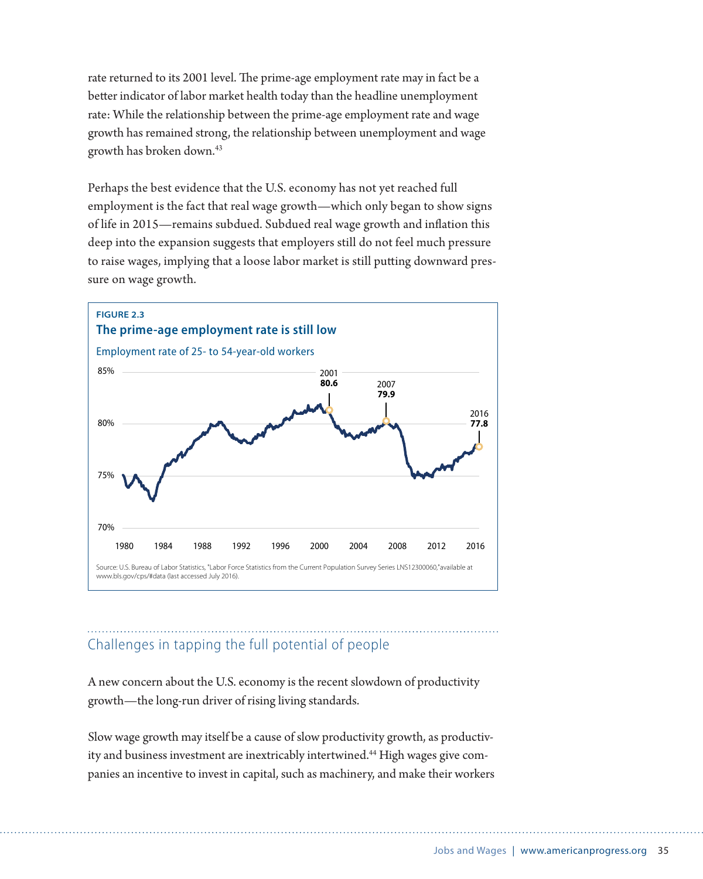rate returned to its 2001 level. The prime-age employment rate may in fact be a better indicator of labor market health today than the headline unemployment rate: While the relationship between the prime-age employment rate and wage growth has remained strong, the relationship between unemployment and wage growth has broken down.[43]

Perhaps the best evidence that the U.S. economy has not yet reached full employment is the fact that real wage growth—which only began to show signs of life in 2015—remains subdued. Subdued real wage growth and inflation this deep into the expansion suggests that employers still do not feel much pressure to raise wages, implying that a loose labor market is still putting downward pressure on wage growth.

**FIGURE 2.3**

**The prime-age employment rate is still low**

Employment rate of 25- to 54-year-old workers

Source: U.S. Bureau of Labor Statistics, "Labor Force Statistics from the Current Population Survey Series LNS12300060," available at www.bls.gov/cps/#data (last accessed July 2016).

## Challenges in tapping the full potential of people

A new concern about the U.S. economy is the recent slowdown of productivity growth—the long-run driver of rising living standards.

Slow wage growth may itself be a cause of slow productivity growth, as productivity and business investment are inextricably intertwined.[44] High wages give companies an incentive to invest in capital, such as machinery, and make their workers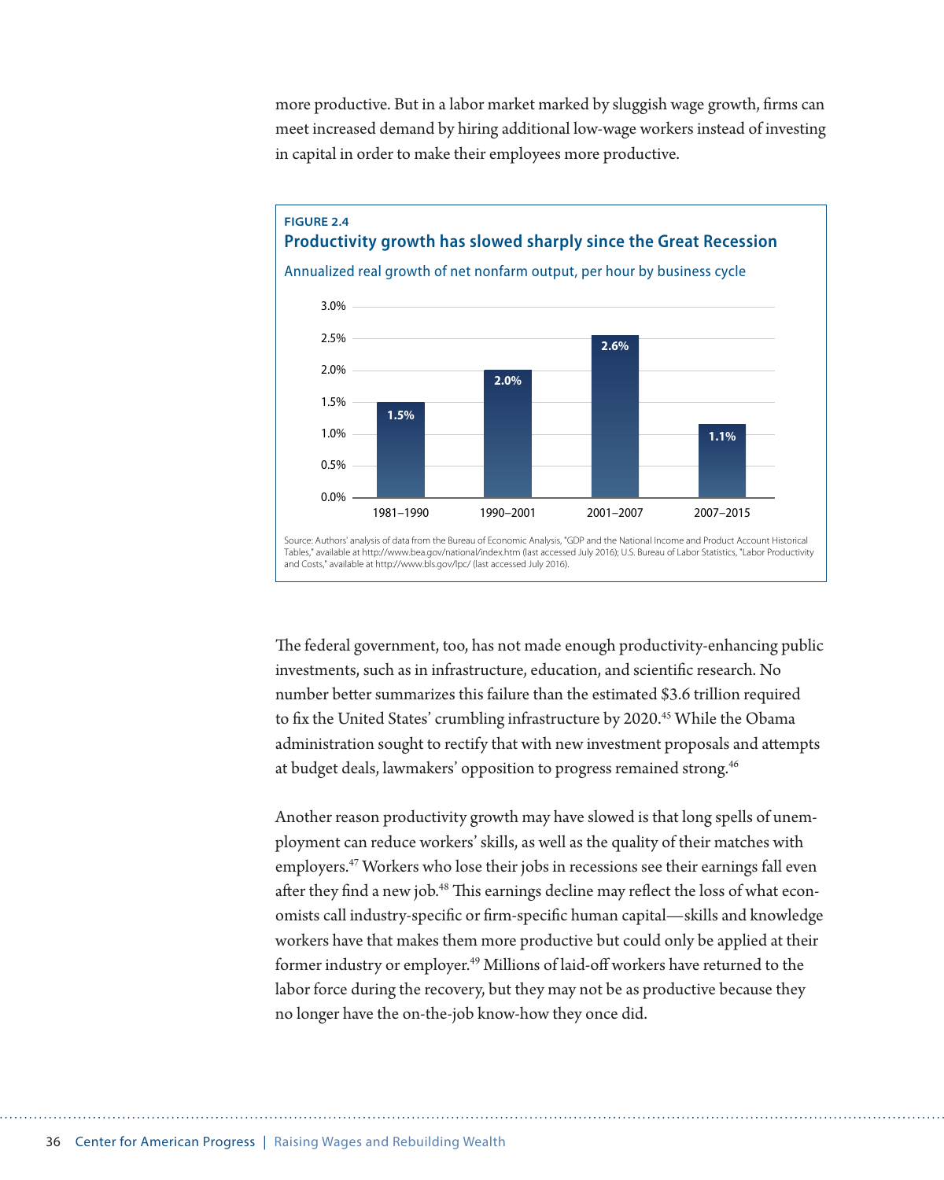more productive. But in a labor market marked by sluggish wage growth, firms can meet increased demand by hiring additional low-wage workers instead of investing in capital in order to make their employees more productive.

**FIGURE 2.4**

**Productivity growth has slowed sharply since the Great Recession**

Annualized real growth of net nonfarm output, per hour by business cycle

| Business cycle | Growth |
|---|---|
| 1981–1990 | 1.5% |
| 1990–2001 | 2.0% |
| 2001–2007 | 2.6% |
| 2007–2015 | 1.1% |

Source: Authors' analysis of data from the Bureau of Economic Analysis, "GDP and the National Income and Product Account Historical Tables," available at http://www.bea.gov/national/index.htm (last accessed July 2016); U.S. Bureau of Labor Statistics, "Labor Productivity and Costs," available at http://www.bls.gov/lpc/ (last accessed July 2016).

The federal government, too, has not made enough productivity-enhancing public investments, such as in infrastructure, education, and scientific research. No number better summarizes this failure than the estimated $3.6 trillion required to fix the United States' crumbling infrastructure by 2020.[45] While the Obama administration sought to rectify that with new investment proposals and attempts at budget deals, lawmakers' opposition to progress remained strong.[46]

Another reason productivity growth may have slowed is that long spells of unemployment can reduce workers' skills, as well as the quality of their matches with employers.[47] Workers who lose their jobs in recessions see their earnings fall even after they find a new job.[48] This earnings decline may reflect the loss of what economists call industry-specific or firm-specific human capital—skills and knowledge workers have that makes them more productive but could only be applied at their former industry or employer.[49] Millions of laid-off workers have returned to the labor force during the recovery, but they may not be as productive because they no longer have the on-the-job know-how they once did.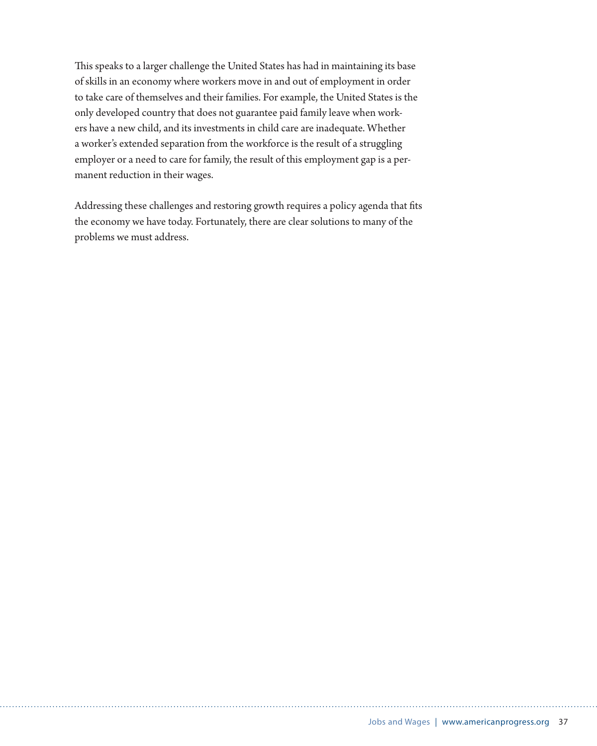This speaks to a larger challenge the United States has had in maintaining its base of skills in an economy where workers move in and out of employment in order to take care of themselves and their families. For example, the United States is the only developed country that does not guarantee paid family leave when workers have a new child, and its investments in child care are inadequate. Whether a worker's extended separation from the workforce is the result of a struggling employer or a need to care for family, the result of this employment gap is a permanent reduction in their wages.

Addressing these challenges and restoring growth requires a policy agenda that fits the economy we have today. Fortunately, there are clear solutions to many of the problems we must address.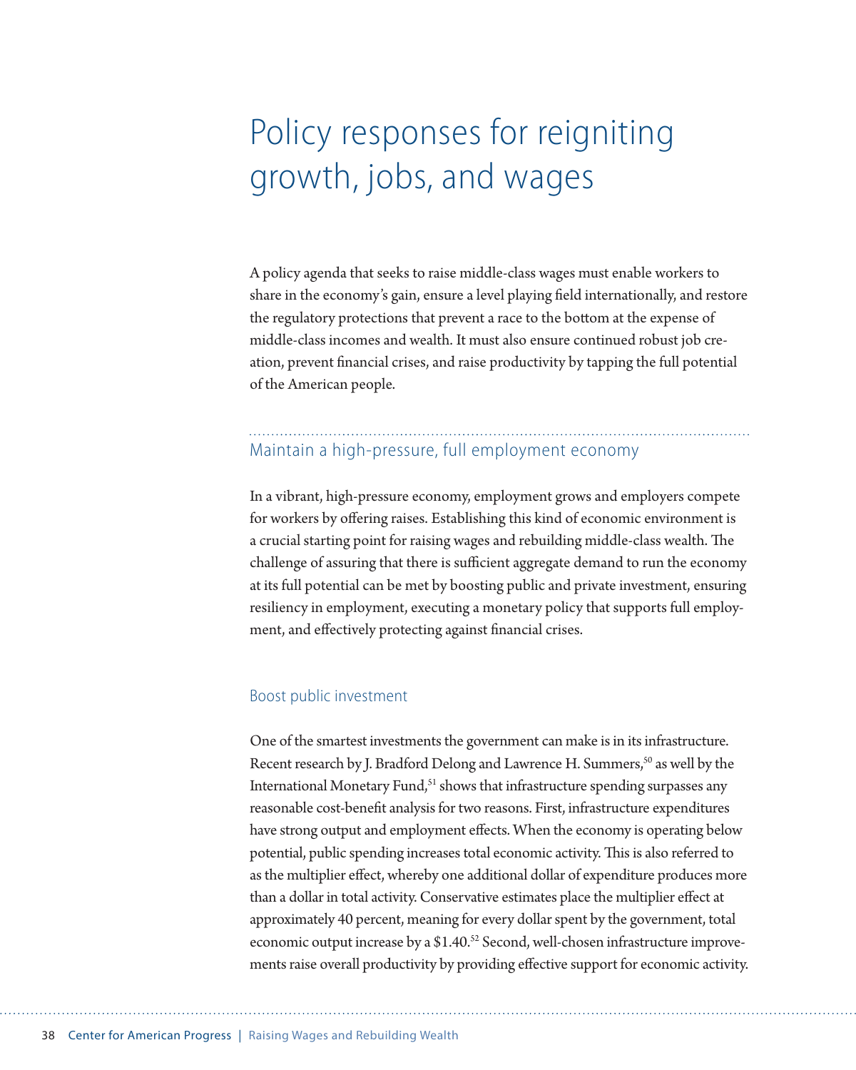# Policy responses for reigniting growth, jobs, and wages

A policy agenda that seeks to raise middle-class wages must enable workers to share in the economy's gain, ensure a level playing field internationally, and restore the regulatory protections that prevent a race to the bottom at the expense of middle-class incomes and wealth. It must also ensure continued robust job creation, prevent financial crises, and raise productivity by tapping the full potential of the American people.

## Maintain a high-pressure, full employment economy

In a vibrant, high-pressure economy, employment grows and employers compete for workers by offering raises. Establishing this kind of economic environment is a crucial starting point for raising wages and rebuilding middle-class wealth. The challenge of assuring that there is sufficient aggregate demand to run the economy at its full potential can be met by boosting public and private investment, ensuring resiliency in employment, executing a monetary policy that supports full employment, and effectively protecting against financial crises.

### Boost public investment

One of the smartest investments the government can make is in its infrastructure. Recent research by J. Bradford Delong and Lawrence H. Summers,[50] as well by the International Monetary Fund,[51] shows that infrastructure spending surpasses any reasonable cost-benefit analysis for two reasons. First, infrastructure expenditures have strong output and employment effects. When the economy is operating below potential, public spending increases total economic activity. This is also referred to as the multiplier effect, whereby one additional dollar of expenditure produces more than a dollar in total activity. Conservative estimates place the multiplier effect at approximately 40 percent, meaning for every dollar spent by the government, total economic output increase by a $1.40.[52] Second, well-chosen infrastructure improvements raise overall productivity by providing effective support for economic activity.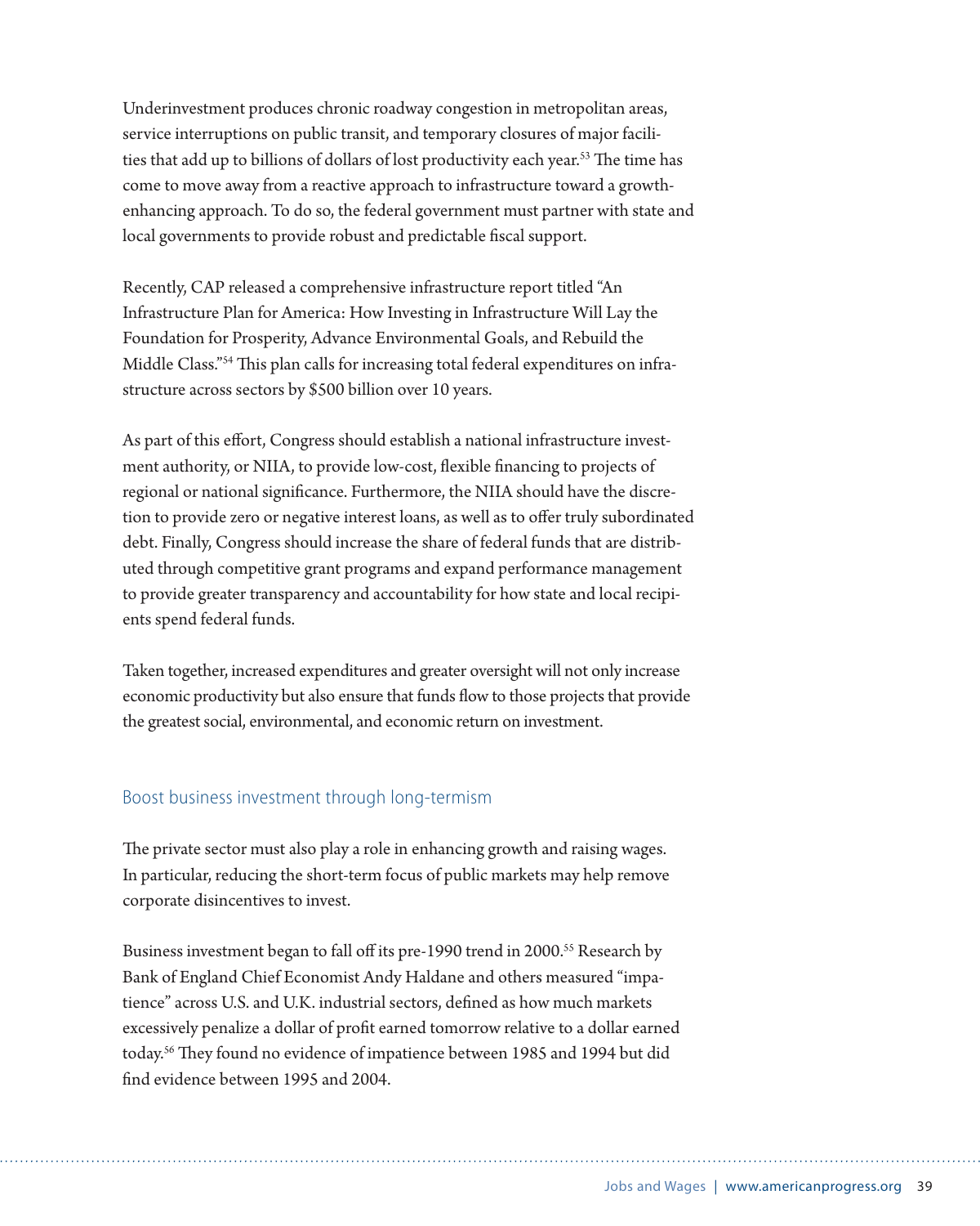Underinvestment produces chronic roadway congestion in metropolitan areas, service interruptions on public transit, and temporary closures of major facilities that add up to billions of dollars of lost productivity each year.[53] The time has come to move away from a reactive approach to infrastructure toward a growth-enhancing approach. To do so, the federal government must partner with state and local governments to provide robust and predictable fiscal support.

Recently, CAP released a comprehensive infrastructure report titled "An Infrastructure Plan for America: How Investing in Infrastructure Will Lay the Foundation for Prosperity, Advance Environmental Goals, and Rebuild the Middle Class."[54] This plan calls for increasing total federal expenditures on infrastructure across sectors by $500 billion over 10 years.

As part of this effort, Congress should establish a national infrastructure investment authority, or NIIA, to provide low-cost, flexible financing to projects of regional or national significance. Furthermore, the NIIA should have the discretion to provide zero or negative interest loans, as well as to offer truly subordinated debt. Finally, Congress should increase the share of federal funds that are distributed through competitive grant programs and expand performance management to provide greater transparency and accountability for how state and local recipients spend federal funds.

Taken together, increased expenditures and greater oversight will not only increase economic productivity but also ensure that funds flow to those projects that provide the greatest social, environmental, and economic return on investment.

### Boost business investment through long-termism

The private sector must also play a role in enhancing growth and raising wages. In particular, reducing the short-term focus of public markets may help remove corporate disincentives to invest.

Business investment began to fall off its pre-1990 trend in 2000.[55] Research by Bank of England Chief Economist Andy Haldane and others measured "impatience" across U.S. and U.K. industrial sectors, defined as how much markets excessively penalize a dollar of profit earned tomorrow relative to a dollar earned today.[56] They found no evidence of impatience between 1985 and 1994 but did find evidence between 1995 and 2004.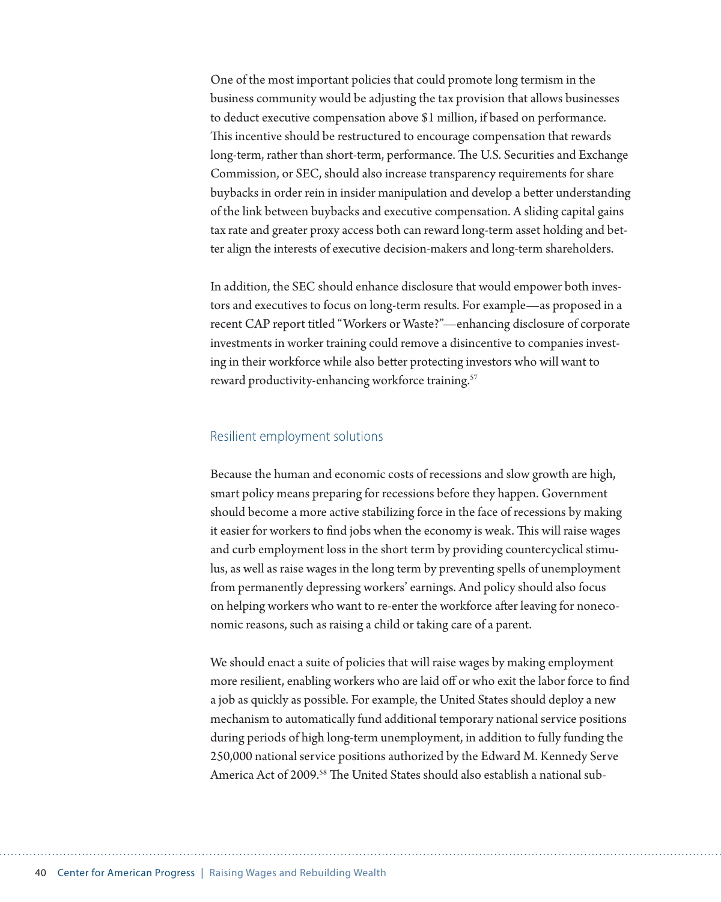One of the most important policies that could promote long termism in the business community would be adjusting the tax provision that allows businesses to deduct executive compensation above $1 million, if based on performance. This incentive should be restructured to encourage compensation that rewards long-term, rather than short-term, performance. The U.S. Securities and Exchange Commission, or SEC, should also increase transparency requirements for share buybacks in order rein in insider manipulation and develop a better understanding of the link between buybacks and executive compensation. A sliding capital gains tax rate and greater proxy access both can reward long-term asset holding and better align the interests of executive decision-makers and long-term shareholders.

In addition, the SEC should enhance disclosure that would empower both investors and executives to focus on long-term results. For example—as proposed in a recent CAP report titled "Workers or Waste?"—enhancing disclosure of corporate investments in worker training could remove a disincentive to companies investing in their workforce while also better protecting investors who will want to reward productivity-enhancing workforce training.[57]

## Resilient employment solutions

Because the human and economic costs of recessions and slow growth are high, smart policy means preparing for recessions before they happen. Government should become a more active stabilizing force in the face of recessions by making it easier for workers to find jobs when the economy is weak. This will raise wages and curb employment loss in the short term by providing countercyclical stimulus, as well as raise wages in the long term by preventing spells of unemployment from permanently depressing workers' earnings. And policy should also focus on helping workers who want to re-enter the workforce after leaving for noneconomic reasons, such as raising a child or taking care of a parent.

We should enact a suite of policies that will raise wages by making employment more resilient, enabling workers who are laid off or who exit the labor force to find a job as quickly as possible. For example, the United States should deploy a new mechanism to automatically fund additional temporary national service positions during periods of high long-term unemployment, in addition to fully funding the 250,000 national service positions authorized by the Edward M. Kennedy Serve America Act of 2009.[58] The United States should also establish a national sub-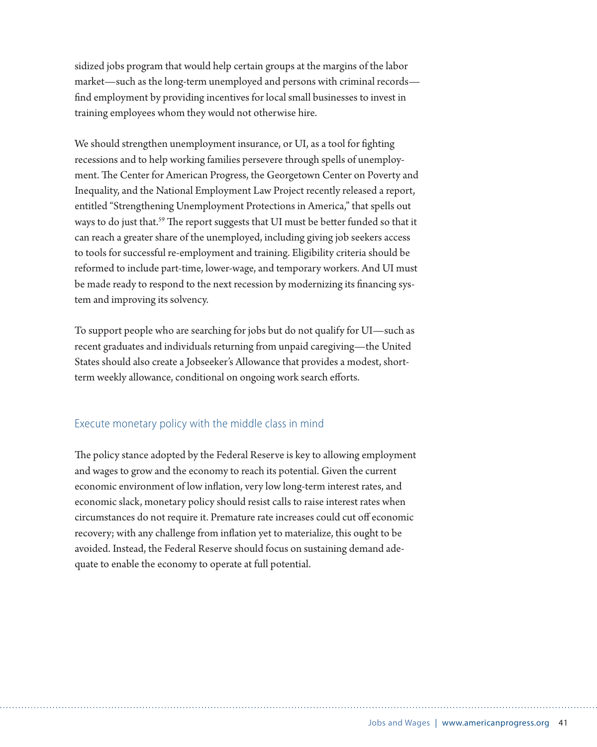sidized jobs program that would help certain groups at the margins of the labor market—such as the long-term unemployed and persons with criminal records—find employment by providing incentives for local small businesses to invest in training employees whom they would not otherwise hire.

We should strengthen unemployment insurance, or UI, as a tool for fighting recessions and to help working families persevere through spells of unemployment. The Center for American Progress, the Georgetown Center on Poverty and Inequality, and the National Employment Law Project recently released a report, entitled "Strengthening Unemployment Protections in America," that spells out ways to do just that.[59] The report suggests that UI must be better funded so that it can reach a greater share of the unemployed, including giving job seekers access to tools for successful re-employment and training. Eligibility criteria should be reformed to include part-time, lower-wage, and temporary workers. And UI must be made ready to respond to the next recession by modernizing its financing system and improving its solvency.

To support people who are searching for jobs but do not qualify for UI—such as recent graduates and individuals returning from unpaid caregiving—the United States should also create a Jobseeker's Allowance that provides a modest, short-term weekly allowance, conditional on ongoing work search efforts.

### Execute monetary policy with the middle class in mind

The policy stance adopted by the Federal Reserve is key to allowing employment and wages to grow and the economy to reach its potential. Given the current economic environment of low inflation, very low long-term interest rates, and economic slack, monetary policy should resist calls to raise interest rates when circumstances do not require it. Premature rate increases could cut off economic recovery; with any challenge from inflation yet to materialize, this ought to be avoided. Instead, the Federal Reserve should focus on sustaining demand adequate to enable the economy to operate at full potential.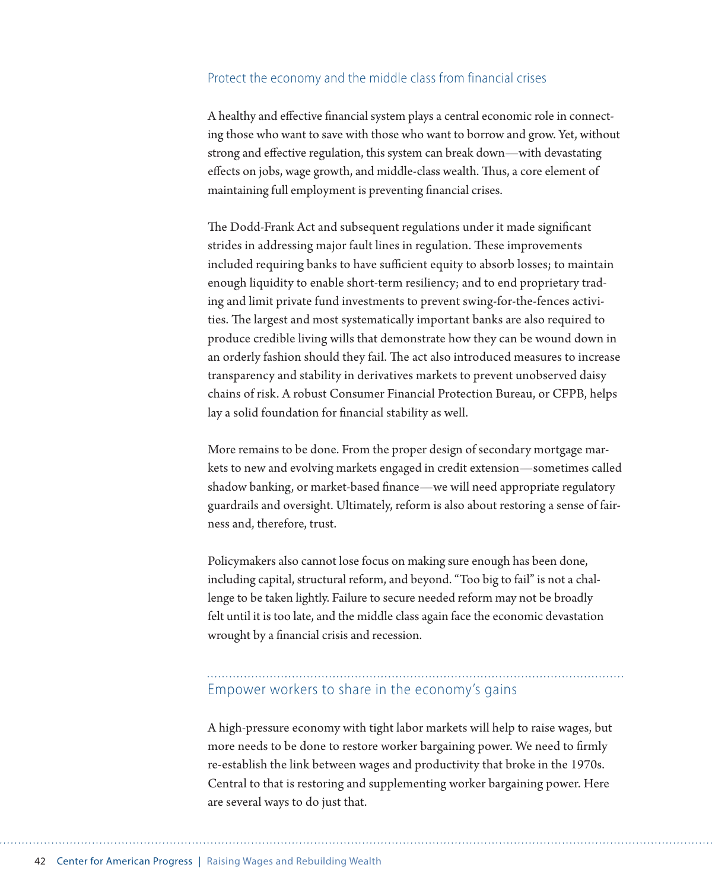## Protect the economy and the middle class from financial crises

A healthy and effective financial system plays a central economic role in connecting those who want to save with those who want to borrow and grow. Yet, without strong and effective regulation, this system can break down—with devastating effects on jobs, wage growth, and middle-class wealth. Thus, a core element of maintaining full employment is preventing financial crises.

The Dodd-Frank Act and subsequent regulations under it made significant strides in addressing major fault lines in regulation. These improvements included requiring banks to have sufficient equity to absorb losses; to maintain enough liquidity to enable short-term resiliency; and to end proprietary trading and limit private fund investments to prevent swing-for-the-fences activities. The largest and most systematically important banks are also required to produce credible living wills that demonstrate how they can be wound down in an orderly fashion should they fail. The act also introduced measures to increase transparency and stability in derivatives markets to prevent unobserved daisy chains of risk. A robust Consumer Financial Protection Bureau, or CFPB, helps lay a solid foundation for financial stability as well.

More remains to be done. From the proper design of secondary mortgage markets to new and evolving markets engaged in credit extension—sometimes called shadow banking, or market-based finance—we will need appropriate regulatory guardrails and oversight. Ultimately, reform is also about restoring a sense of fairness and, therefore, trust.

Policymakers also cannot lose focus on making sure enough has been done, including capital, structural reform, and beyond. "Too big to fail" is not a challenge to be taken lightly. Failure to secure needed reform may not be broadly felt until it is too late, and the middle class again face the economic devastation wrought by a financial crisis and recession.

## Empower workers to share in the economy's gains

A high-pressure economy with tight labor markets will help to raise wages, but more needs to be done to restore worker bargaining power. We need to firmly re-establish the link between wages and productivity that broke in the 1970s. Central to that is restoring and supplementing worker bargaining power. Here are several ways to do just that.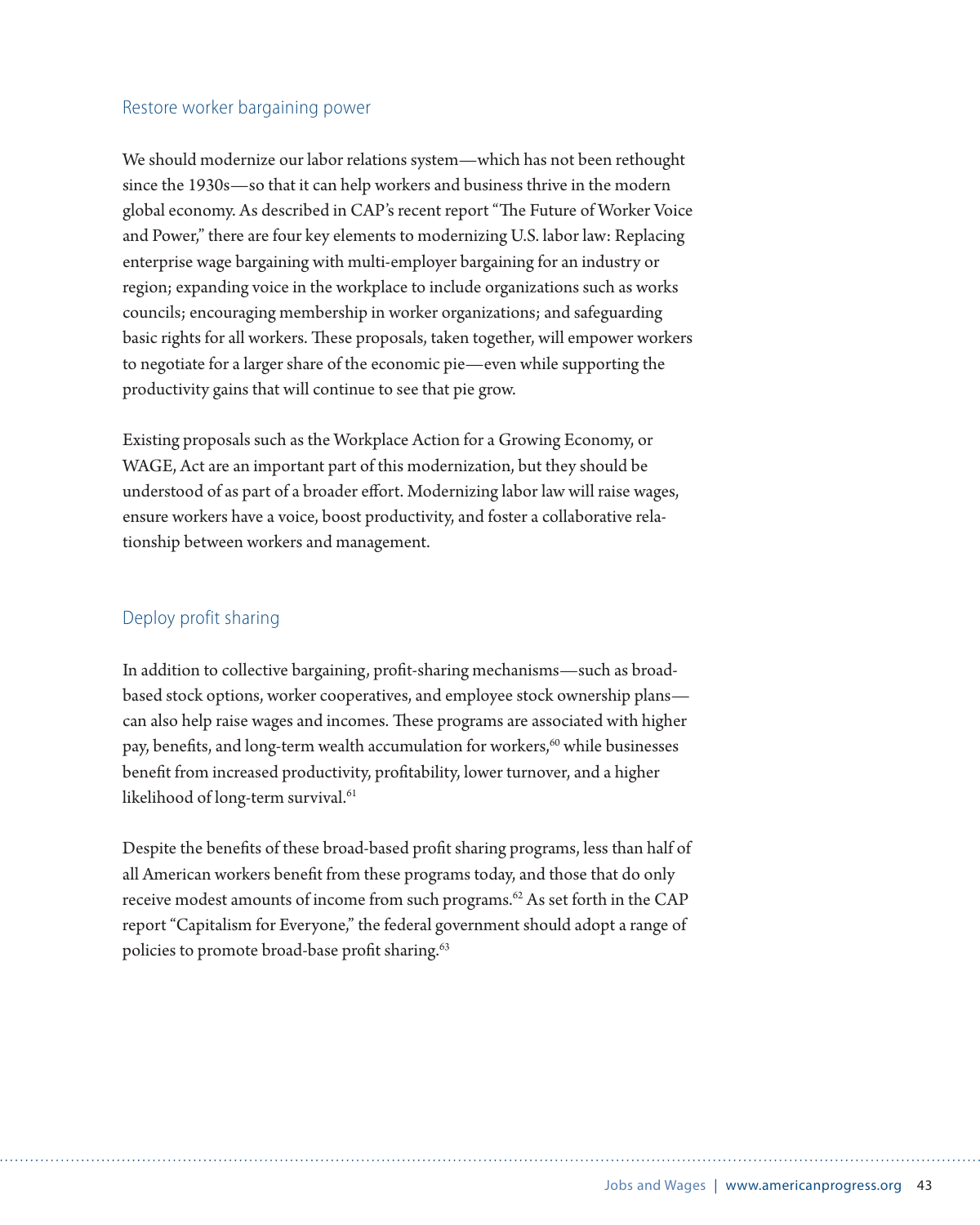### Restore worker bargaining power

We should modernize our labor relations system—which has not been rethought since the 1930s—so that it can help workers and business thrive in the modern global economy. As described in CAP's recent report "The Future of Worker Voice and Power," there are four key elements to modernizing U.S. labor law: Replacing enterprise wage bargaining with multi-employer bargaining for an industry or region; expanding voice in the workplace to include organizations such as works councils; encouraging membership in worker organizations; and safeguarding basic rights for all workers. These proposals, taken together, will empower workers to negotiate for a larger share of the economic pie—even while supporting the productivity gains that will continue to see that pie grow.

Existing proposals such as the Workplace Action for a Growing Economy, or WAGE, Act are an important part of this modernization, but they should be understood of as part of a broader effort. Modernizing labor law will raise wages, ensure workers have a voice, boost productivity, and foster a collaborative relationship between workers and management.

### Deploy profit sharing

In addition to collective bargaining, profit-sharing mechanisms—such as broad-based stock options, worker cooperatives, and employee stock ownership plans—can also help raise wages and incomes. These programs are associated with higher pay, benefits, and long-term wealth accumulation for workers,[60] while businesses benefit from increased productivity, profitability, lower turnover, and a higher likelihood of long-term survival.[61]

Despite the benefits of these broad-based profit sharing programs, less than half of all American workers benefit from these programs today, and those that do only receive modest amounts of income from such programs.[62] As set forth in the CAP report "Capitalism for Everyone," the federal government should adopt a range of policies to promote broad-base profit sharing.[63]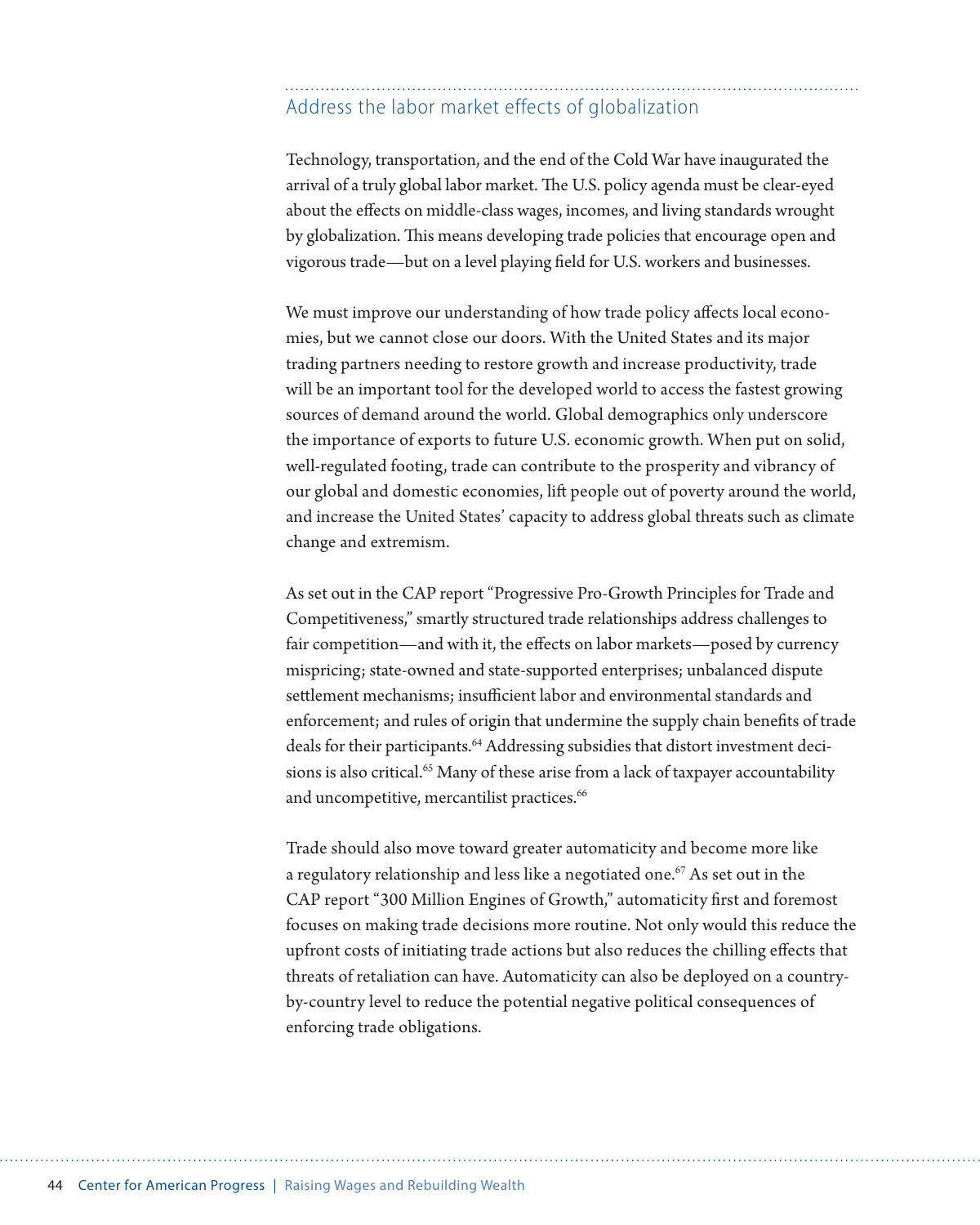## Address the labor market effects of globalization

Technology, transportation, and the end of the Cold War have inaugurated the arrival of a truly global labor market. The U.S. policy agenda must be clear-eyed about the effects on middle-class wages, incomes, and living standards wrought by globalization. This means developing trade policies that encourage open and vigorous trade—but on a level playing field for U.S. workers and businesses.

We must improve our understanding of how trade policy affects local economies, but we cannot close our doors. With the United States and its major trading partners needing to restore growth and increase productivity, trade will be an important tool for the developed world to access the fastest growing sources of demand around the world. Global demographics only underscore the importance of exports to future U.S. economic growth. When put on solid, well-regulated footing, trade can contribute to the prosperity and vibrancy of our global and domestic economies, lift people out of poverty around the world, and increase the United States' capacity to address global threats such as climate change and extremism.

As set out in the CAP report "Progressive Pro-Growth Principles for Trade and Competitiveness," smartly structured trade relationships address challenges to fair competition—and with it, the effects on labor markets—posed by currency mispricing; state-owned and state-supported enterprises; unbalanced dispute settlement mechanisms; insufficient labor and environmental standards and enforcement; and rules of origin that undermine the supply chain benefits of trade deals for their participants.[64] Addressing subsidies that distort investment decisions is also critical.[65] Many of these arise from a lack of taxpayer accountability and uncompetitive, mercantilist practices.[66]

Trade should also move toward greater automaticity and become more like a regulatory relationship and less like a negotiated one.[67] As set out in the CAP report "300 Million Engines of Growth," automaticity first and foremost focuses on making trade decisions more routine. Not only would this reduce the upfront costs of initiating trade actions but also reduces the chilling effects that threats of retaliation can have. Automaticity can also be deployed on a country-by-country level to reduce the potential negative political consequences of enforcing trade obligations.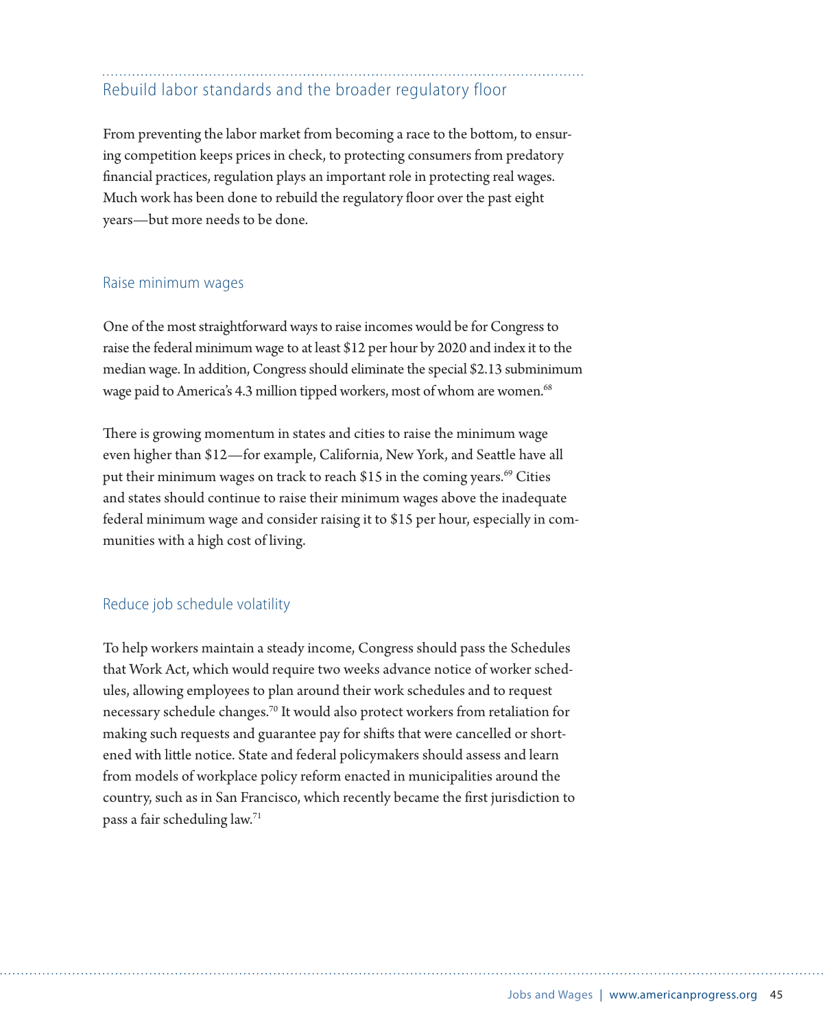## Rebuild labor standards and the broader regulatory floor

From preventing the labor market from becoming a race to the bottom, to ensuring competition keeps prices in check, to protecting consumers from predatory financial practices, regulation plays an important role in protecting real wages. Much work has been done to rebuild the regulatory floor over the past eight years—but more needs to be done.

### Raise minimum wages

One of the most straightforward ways to raise incomes would be for Congress to raise the federal minimum wage to at least $12 per hour by 2020 and index it to the median wage. In addition, Congress should eliminate the special $2.13 subminimum wage paid to America's 4.3 million tipped workers, most of whom are women.[68]

There is growing momentum in states and cities to raise the minimum wage even higher than $12—for example, California, New York, and Seattle have all put their minimum wages on track to reach $15 in the coming years.[69] Cities and states should continue to raise their minimum wages above the inadequate federal minimum wage and consider raising it to $15 per hour, especially in communities with a high cost of living.

### Reduce job schedule volatility

To help workers maintain a steady income, Congress should pass the Schedules that Work Act, which would require two weeks advance notice of worker schedules, allowing employees to plan around their work schedules and to request necessary schedule changes.[70] It would also protect workers from retaliation for making such requests and guarantee pay for shifts that were cancelled or shortened with little notice. State and federal policymakers should assess and learn from models of workplace policy reform enacted in municipalities around the country, such as in San Francisco, which recently became the first jurisdiction to pass a fair scheduling law.[71]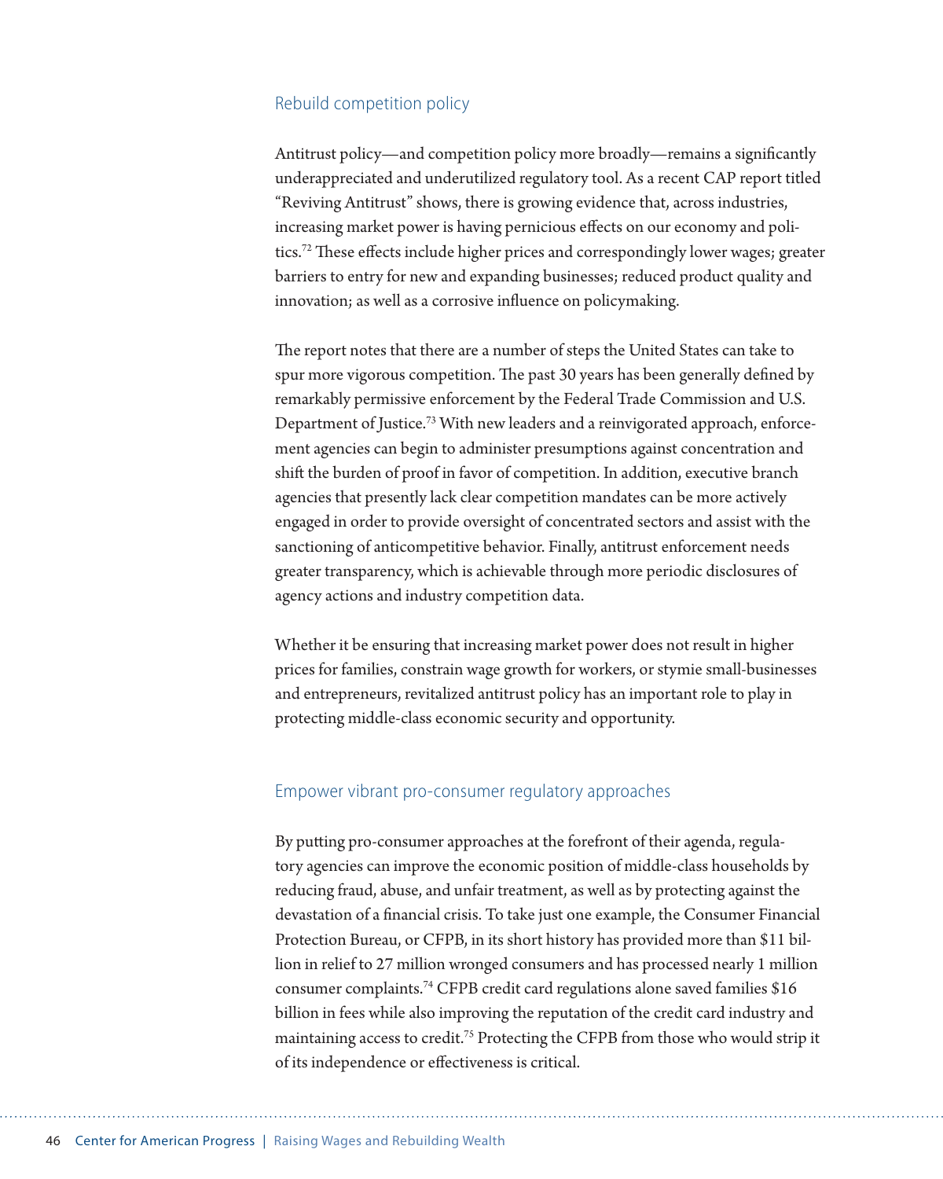## Rebuild competition policy

Antitrust policy—and competition policy more broadly—remains a significantly underappreciated and underutilized regulatory tool. As a recent CAP report titled "Reviving Antitrust" shows, there is growing evidence that, across industries, increasing market power is having pernicious effects on our economy and politics.[72] These effects include higher prices and correspondingly lower wages; greater barriers to entry for new and expanding businesses; reduced product quality and innovation; as well as a corrosive influence on policymaking.

The report notes that there are a number of steps the United States can take to spur more vigorous competition. The past 30 years has been generally defined by remarkably permissive enforcement by the Federal Trade Commission and U.S. Department of Justice.[73] With new leaders and a reinvigorated approach, enforcement agencies can begin to administer presumptions against concentration and shift the burden of proof in favor of competition. In addition, executive branch agencies that presently lack clear competition mandates can be more actively engaged in order to provide oversight of concentrated sectors and assist with the sanctioning of anticompetitive behavior. Finally, antitrust enforcement needs greater transparency, which is achievable through more periodic disclosures of agency actions and industry competition data.

Whether it be ensuring that increasing market power does not result in higher prices for families, constrain wage growth for workers, or stymie small-businesses and entrepreneurs, revitalized antitrust policy has an important role to play in protecting middle-class economic security and opportunity.

## Empower vibrant pro-consumer regulatory approaches

By putting pro-consumer approaches at the forefront of their agenda, regulatory agencies can improve the economic position of middle-class households by reducing fraud, abuse, and unfair treatment, as well as by protecting against the devastation of a financial crisis. To take just one example, the Consumer Financial Protection Bureau, or CFPB, in its short history has provided more than $11 billion in relief to 27 million wronged consumers and has processed nearly 1 million consumer complaints.[74] CFPB credit card regulations alone saved families $16 billion in fees while also improving the reputation of the credit card industry and maintaining access to credit.[75] Protecting the CFPB from those who would strip it of its independence or effectiveness is critical.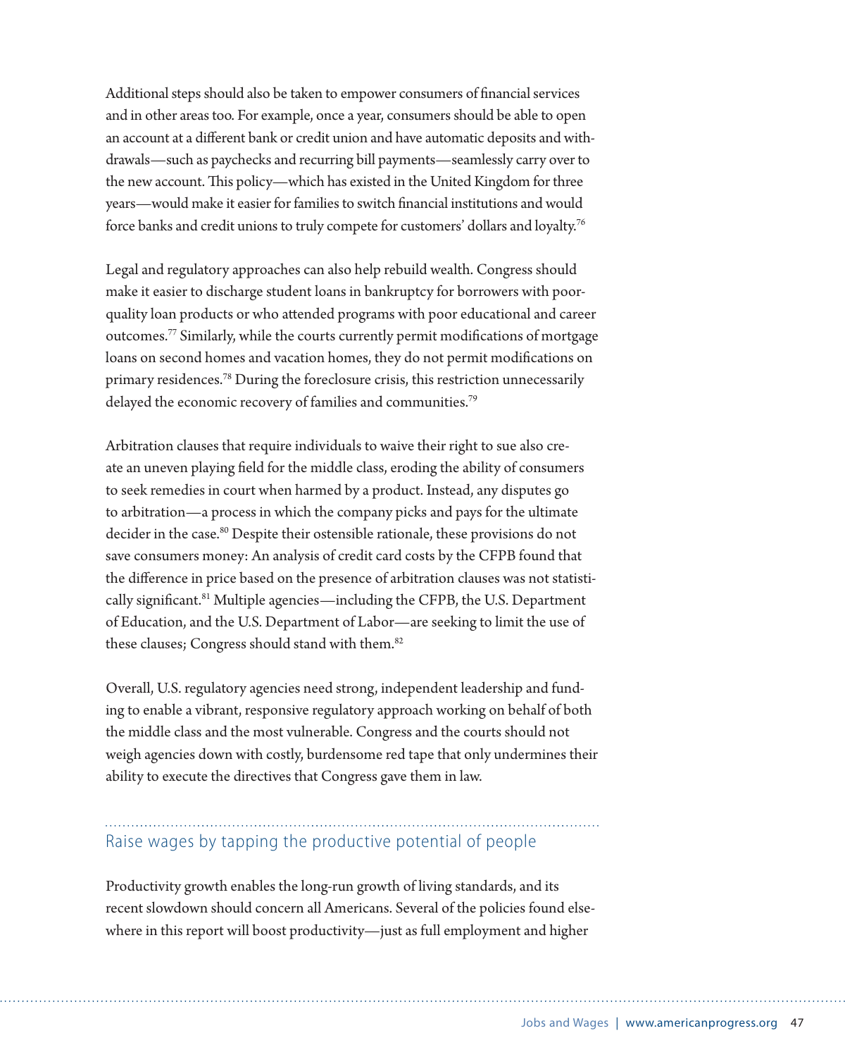Additional steps should also be taken to empower consumers of financial services and in other areas too. For example, once a year, consumers should be able to open an account at a different bank or credit union and have automatic deposits and withdrawals—such as paychecks and recurring bill payments—seamlessly carry over to the new account. This policy—which has existed in the United Kingdom for three years—would make it easier for families to switch financial institutions and would force banks and credit unions to truly compete for customers' dollars and loyalty.[76]

Legal and regulatory approaches can also help rebuild wealth. Congress should make it easier to discharge student loans in bankruptcy for borrowers with poor-quality loan products or who attended programs with poor educational and career outcomes.[77] Similarly, while the courts currently permit modifications of mortgage loans on second homes and vacation homes, they do not permit modifications on primary residences.[78] During the foreclosure crisis, this restriction unnecessarily delayed the economic recovery of families and communities.[79]

Arbitration clauses that require individuals to waive their right to sue also create an uneven playing field for the middle class, eroding the ability of consumers to seek remedies in court when harmed by a product. Instead, any disputes go to arbitration—a process in which the company picks and pays for the ultimate decider in the case.[80] Despite their ostensible rationale, these provisions do not save consumers money: An analysis of credit card costs by the CFPB found that the difference in price based on the presence of arbitration clauses was not statistically significant.[81] Multiple agencies—including the CFPB, the U.S. Department of Education, and the U.S. Department of Labor—are seeking to limit the use of these clauses; Congress should stand with them.[82]

Overall, U.S. regulatory agencies need strong, independent leadership and funding to enable a vibrant, responsive regulatory approach working on behalf of both the middle class and the most vulnerable. Congress and the courts should not weigh agencies down with costly, burdensome red tape that only undermines their ability to execute the directives that Congress gave them in law.

## Raise wages by tapping the productive potential of people

Productivity growth enables the long-run growth of living standards, and its recent slowdown should concern all Americans. Several of the policies found elsewhere in this report will boost productivity—just as full employment and higher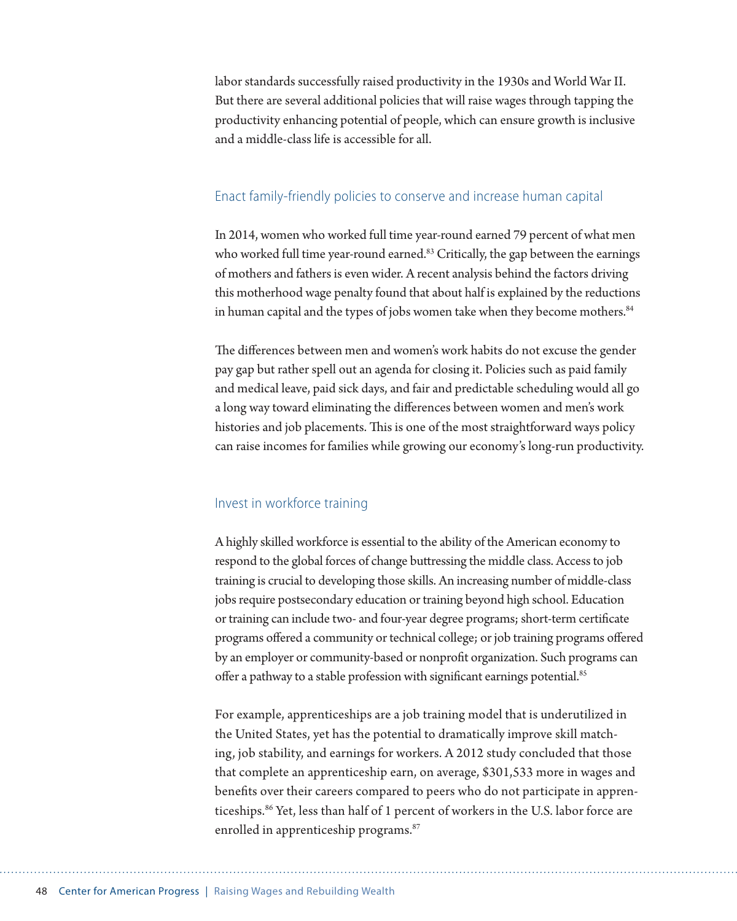labor standards successfully raised productivity in the 1930s and World War II. But there are several additional policies that will raise wages through tapping the productivity enhancing potential of people, which can ensure growth is inclusive and a middle-class life is accessible for all.

### Enact family-friendly policies to conserve and increase human capital

In 2014, women who worked full time year-round earned 79 percent of what men who worked full time year-round earned.[83] Critically, the gap between the earnings of mothers and fathers is even wider. A recent analysis behind the factors driving this motherhood wage penalty found that about half is explained by the reductions in human capital and the types of jobs women take when they become mothers.[84]

The differences between men and women's work habits do not excuse the gender pay gap but rather spell out an agenda for closing it. Policies such as paid family and medical leave, paid sick days, and fair and predictable scheduling would all go a long way toward eliminating the differences between women and men's work histories and job placements. This is one of the most straightforward ways policy can raise incomes for families while growing our economy's long-run productivity.

### Invest in workforce training

A highly skilled workforce is essential to the ability of the American economy to respond to the global forces of change buttressing the middle class. Access to job training is crucial to developing those skills. An increasing number of middle-class jobs require postsecondary education or training beyond high school. Education or training can include two- and four-year degree programs; short-term certificate programs offered a community or technical college; or job training programs offered by an employer or community-based or nonprofit organization. Such programs can offer a pathway to a stable profession with significant earnings potential.[85]

For example, apprenticeships are a job training model that is underutilized in the United States, yet has the potential to dramatically improve skill matching, job stability, and earnings for workers. A 2012 study concluded that those that complete an apprenticeship earn, on average, $301,533 more in wages and benefits over their careers compared to peers who do not participate in apprenticeships.[86] Yet, less than half of 1 percent of workers in the U.S. labor force are enrolled in apprenticeship programs.[87]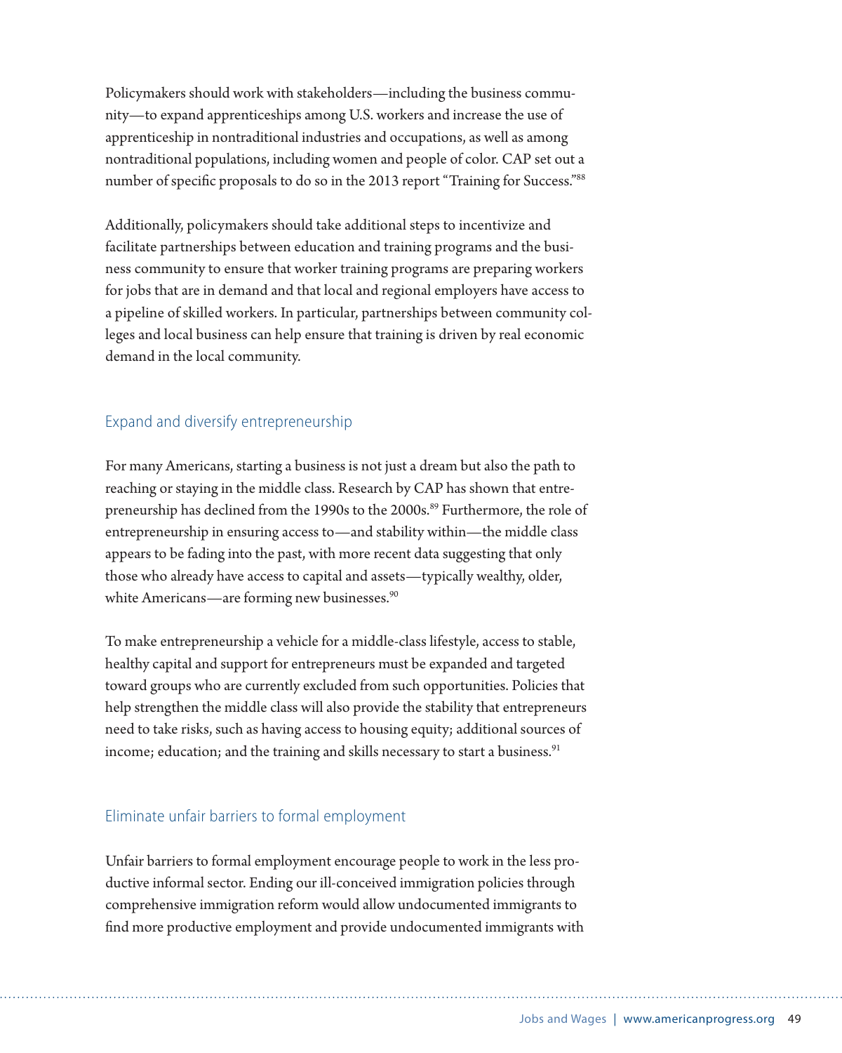Policymakers should work with stakeholders—including the business community—to expand apprenticeships among U.S. workers and increase the use of apprenticeship in nontraditional industries and occupations, as well as among nontraditional populations, including women and people of color. CAP set out a number of specific proposals to do so in the 2013 report "Training for Success."[88]

Additionally, policymakers should take additional steps to incentivize and facilitate partnerships between education and training programs and the business community to ensure that worker training programs are preparing workers for jobs that are in demand and that local and regional employers have access to a pipeline of skilled workers. In particular, partnerships between community colleges and local business can help ensure that training is driven by real economic demand in the local community.

## Expand and diversify entrepreneurship

For many Americans, starting a business is not just a dream but also the path to reaching or staying in the middle class. Research by CAP has shown that entrepreneurship has declined from the 1990s to the 2000s.[89] Furthermore, the role of entrepreneurship in ensuring access to—and stability within—the middle class appears to be fading into the past, with more recent data suggesting that only those who already have access to capital and assets—typically wealthy, older, white Americans—are forming new businesses.[90]

To make entrepreneurship a vehicle for a middle-class lifestyle, access to stable, healthy capital and support for entrepreneurs must be expanded and targeted toward groups who are currently excluded from such opportunities. Policies that help strengthen the middle class will also provide the stability that entrepreneurs need to take risks, such as having access to housing equity; additional sources of income; education; and the training and skills necessary to start a business.[91]

## Eliminate unfair barriers to formal employment

Unfair barriers to formal employment encourage people to work in the less productive informal sector. Ending our ill-conceived immigration policies through comprehensive immigration reform would allow undocumented immigrants to find more productive employment and provide undocumented immigrants with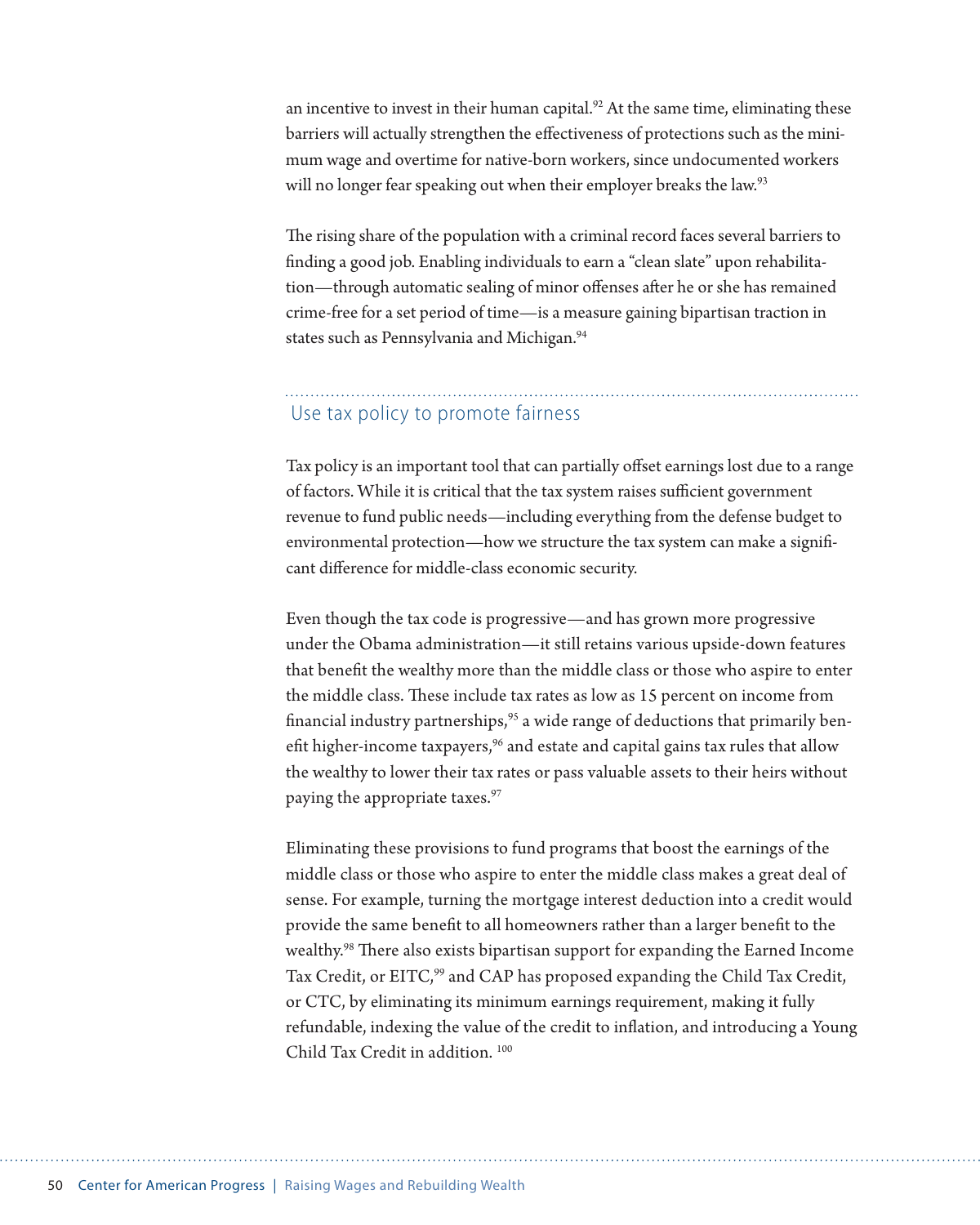an incentive to invest in their human capital.[92] At the same time, eliminating these barriers will actually strengthen the effectiveness of protections such as the minimum wage and overtime for native-born workers, since undocumented workers will no longer fear speaking out when their employer breaks the law.[93]

The rising share of the population with a criminal record faces several barriers to finding a good job. Enabling individuals to earn a "clean slate" upon rehabilitation—through automatic sealing of minor offenses after he or she has remained crime-free for a set period of time—is a measure gaining bipartisan traction in states such as Pennsylvania and Michigan.[94]

## Use tax policy to promote fairness

Tax policy is an important tool that can partially offset earnings lost due to a range of factors. While it is critical that the tax system raises sufficient government revenue to fund public needs—including everything from the defense budget to environmental protection—how we structure the tax system can make a significant difference for middle-class economic security.

Even though the tax code is progressive—and has grown more progressive under the Obama administration—it still retains various upside-down features that benefit the wealthy more than the middle class or those who aspire to enter the middle class. These include tax rates as low as 15 percent on income from financial industry partnerships,[95] a wide range of deductions that primarily benefit higher-income taxpayers,[96] and estate and capital gains tax rules that allow the wealthy to lower their tax rates or pass valuable assets to their heirs without paying the appropriate taxes.[97]

Eliminating these provisions to fund programs that boost the earnings of the middle class or those who aspire to enter the middle class makes a great deal of sense. For example, turning the mortgage interest deduction into a credit would provide the same benefit to all homeowners rather than a larger benefit to the wealthy.[98] There also exists bipartisan support for expanding the Earned Income Tax Credit, or EITC,[99] and CAP has proposed expanding the Child Tax Credit, or CTC, by eliminating its minimum earnings requirement, making it fully refundable, indexing the value of the credit to inflation, and introducing a Young Child Tax Credit in addition.[100]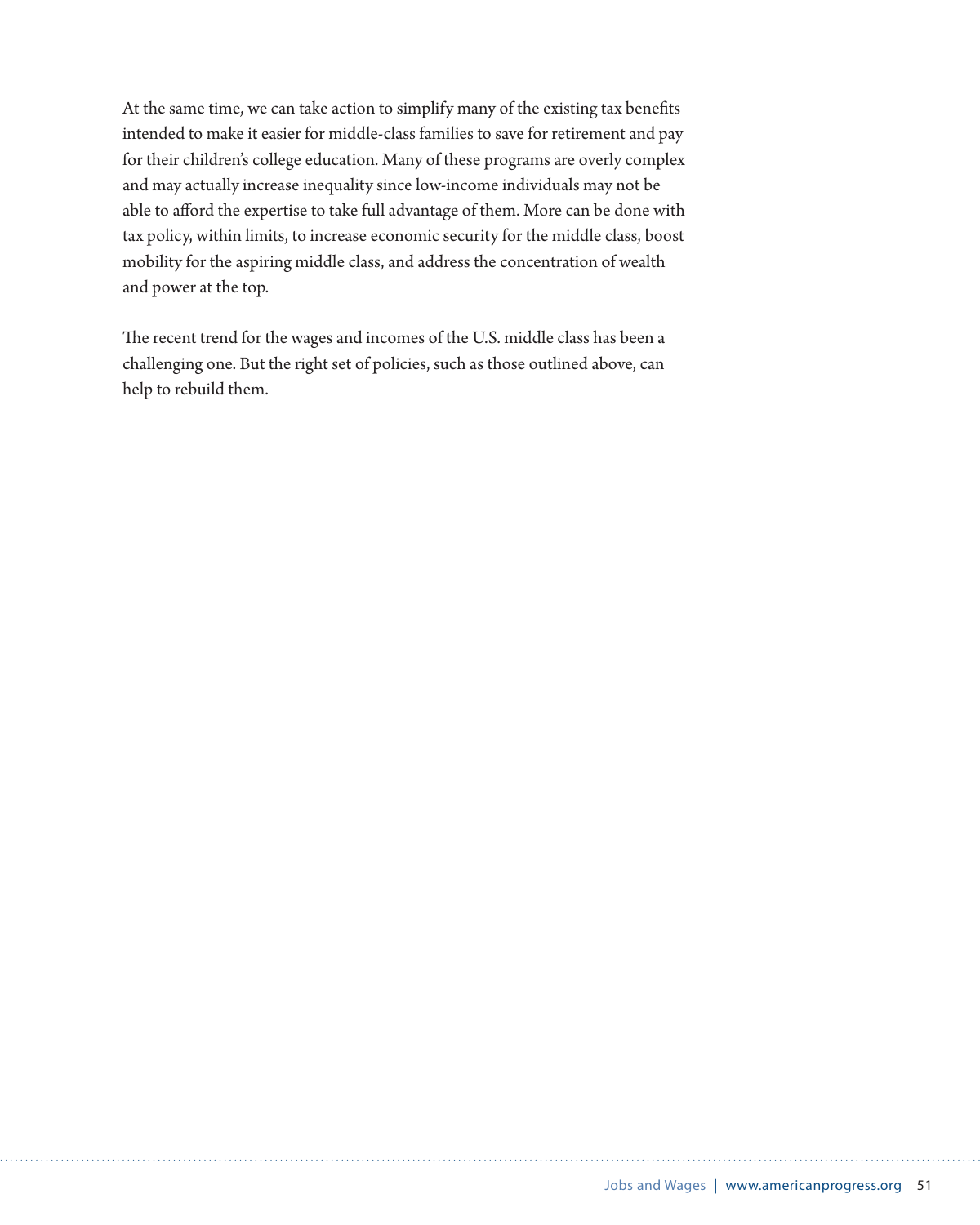At the same time, we can take action to simplify many of the existing tax benefits intended to make it easier for middle-class families to save for retirement and pay for their children's college education. Many of these programs are overly complex and may actually increase inequality since low-income individuals may not be able to afford the expertise to take full advantage of them. More can be done with tax policy, within limits, to increase economic security for the middle class, boost mobility for the aspiring middle class, and address the concentration of wealth and power at the top.

The recent trend for the wages and incomes of the U.S. middle class has been a challenging one. But the right set of policies, such as those outlined above, can help to rebuild them.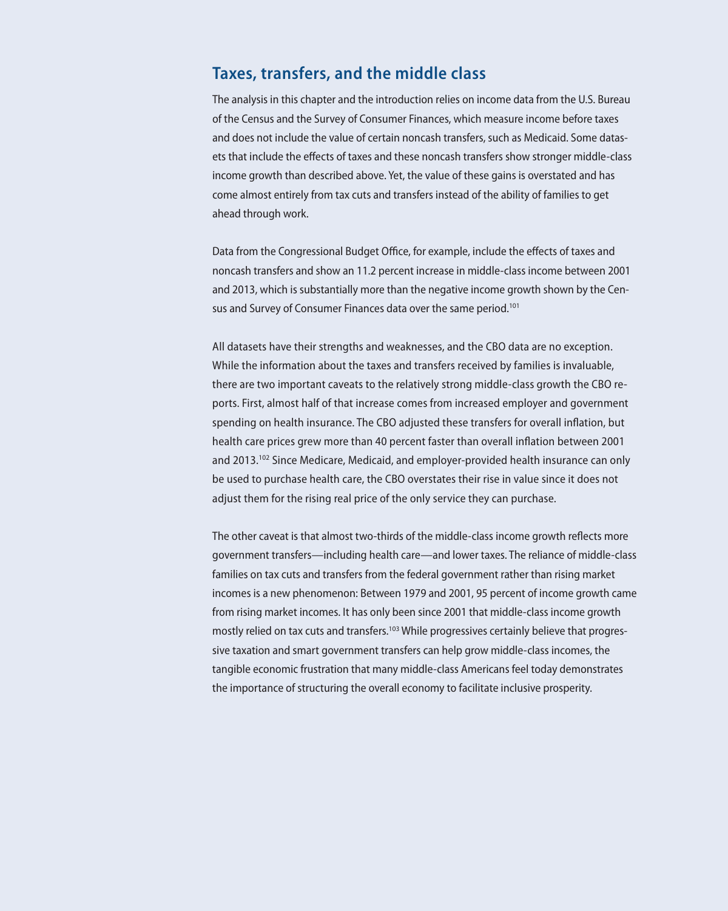## Taxes, transfers, and the middle class

The analysis in this chapter and the introduction relies on income data from the U.S. Bureau of the Census and the Survey of Consumer Finances, which measure income before taxes and does not include the value of certain noncash transfers, such as Medicaid. Some datasets that include the effects of taxes and these noncash transfers show stronger middle-class income growth than described above. Yet, the value of these gains is overstated and has come almost entirely from tax cuts and transfers instead of the ability of families to get ahead through work.

Data from the Congressional Budget Office, for example, include the effects of taxes and noncash transfers and show an 11.2 percent increase in middle-class income between 2001 and 2013, which is substantially more than the negative income growth shown by the Census and Survey of Consumer Finances data over the same period.[101]

All datasets have their strengths and weaknesses, and the CBO data are no exception. While the information about the taxes and transfers received by families is invaluable, there are two important caveats to the relatively strong middle-class growth the CBO reports. First, almost half of that increase comes from increased employer and government spending on health insurance. The CBO adjusted these transfers for overall inflation, but health care prices grew more than 40 percent faster than overall inflation between 2001 and 2013.[102] Since Medicare, Medicaid, and employer-provided health insurance can only be used to purchase health care, the CBO overstates their rise in value since it does not adjust them for the rising real price of the only service they can purchase.

The other caveat is that almost two-thirds of the middle-class income growth reflects more government transfers—including health care—and lower taxes. The reliance of middle-class families on tax cuts and transfers from the federal government rather than rising market incomes is a new phenomenon: Between 1979 and 2001, 95 percent of income growth came from rising market incomes. It has only been since 2001 that middle-class income growth mostly relied on tax cuts and transfers.[103] While progressives certainly believe that progressive taxation and smart government transfers can help grow middle-class incomes, the tangible economic frustration that many middle-class Americans feel today demonstrates the importance of structuring the overall economy to facilitate inclusive prosperity.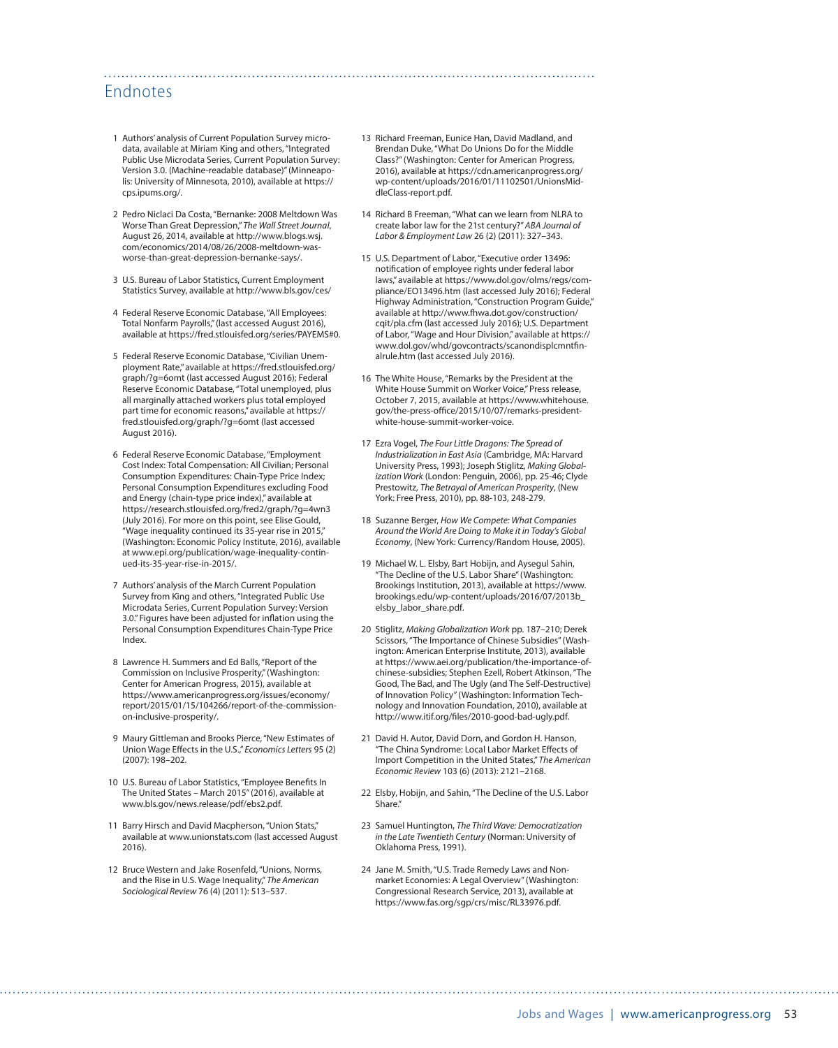## Endnotes

1. Authors' analysis of Current Population Survey microdata, available at Miriam King and others, "Integrated Public Use Microdata Series, Current Population Survey: Version 3.0. (Machine-readable database)" (Minneapolis: University of Minnesota, 2010), available at https://cps.ipums.org/.

2. Pedro Niclaci Da Costa, "Bernanke: 2008 Meltdown Was Worse Than Great Depression," *The Wall Street Journal*, August 26, 2014, available at http://www.blogs.wsj.com/economics/2014/08/26/2008-meltdown-was-worse-than-great-depression-bernanke-says/.

3. U.S. Bureau of Labor Statistics, Current Employment Statistics Survey, available at http://www.bls.gov/ces/

4. Federal Reserve Economic Database, "All Employees: Total Nonfarm Payrolls," (last accessed August 2016), available at https://fred.stlouisfed.org/series/PAYEMS#0.

5. Federal Reserve Economic Database, "Civilian Unemployment Rate," available at https://fred.stlouisfed.org/graph/?g=6omt (last accessed August 2016); Federal Reserve Economic Database, "Total unemployed, plus all marginally attached workers plus total employed part time for economic reasons," available at https://fred.stlouisfed.org/graph/?g=6omt (last accessed August 2016).

6. Federal Reserve Economic Database, "Employment Cost Index: Total Compensation: All Civilian; Personal Consumption Expenditures: Chain-Type Price Index; Personal Consumption Expenditures excluding Food and Energy (chain-type price index)," available at https://research.stlouisfed.org/fred2/graph/?g=4wn3 (July 2016). For more on this point, see Elise Gould, "Wage inequality continued its 35-year rise in 2015," (Washington: Economic Policy Institute, 2016), available at www.epi.org/publication/wage-inequality-continued-its-35-year-rise-in-2015/.

7. Authors' analysis of the March Current Population Survey from King and others, "Integrated Public Use Microdata Series, Current Population Survey: Version 3.0." Figures have been adjusted for inflation using the Personal Consumption Expenditures Chain-Type Price Index.

8. Lawrence H. Summers and Ed Balls, "Report of the Commission on Inclusive Prosperity," (Washington: Center for American Progress, 2015), available at https://www.americanprogress.org/issues/economy/report/2015/01/15/104266/report-of-the-commission-on-inclusive-prosperity/.

9. Maury Gittleman and Brooks Pierce, "New Estimates of Union Wage Effects in the U.S.," *Economics Letters* 95 (2) (2007): 198–202.

10. U.S. Bureau of Labor Statistics, "Employee Benefits In The United States – March 2015" (2016), available at www.bls.gov/news.release/pdf/ebs2.pdf.

11. Barry Hirsch and David Macpherson, "Union Stats," available at www.unionstats.com (last accessed August 2016).

12. Bruce Western and Jake Rosenfeld, "Unions, Norms, and the Rise in U.S. Wage Inequality," *The American Sociological Review* 76 (4) (2011): 513–537.

13. Richard Freeman, Eunice Han, David Madland, and Brendan Duke, "What Do Unions Do for the Middle Class?" (Washington: Center for American Progress, 2016), available at https://cdn.americanprogress.org/wp-content/uploads/2016/01/11102501/UnionsMiddleClass-report.pdf.

14. Richard B Freeman, "What can we learn from NLRA to create labor law for the 21st century?" *ABA Journal of Labor & Employment Law* 26 (2) (2011): 327–343.

15. U.S. Department of Labor, "Executive order 13496: notification of employee rights under federal labor laws," available at https://www.dol.gov/olms/regs/compliance/EO13496.htm (last accessed July 2016); Federal Highway Administration, "Construction Program Guide," available at http://www.fhwa.dot.gov/construction/cqit/pla.cfm (last accessed July 2016); U.S. Department of Labor, "Wage and Hour Division," available at https://www.dol.gov/whd/govcontracts/scanondisplcmntfinalrule.htm (last accessed July 2016).

16. The White House, "Remarks by the President at the White House Summit on Worker Voice," Press release, October 7, 2015, available at https://www.whitehouse.gov/the-press-office/2015/10/07/remarks-president-white-house-summit-worker-voice.

17. Ezra Vogel, *The Four Little Dragons: The Spread of Industrialization in East Asia* (Cambridge, MA: Harvard University Press, 1993); Joseph Stiglitz, *Making Globalization Work* (London: Penguin, 2006), pp. 25-46; Clyde Prestowitz, *The Betrayal of American Prosperity*, (New York: Free Press, 2010), pp. 88-103, 248-279.

18. Suzanne Berger, *How We Compete: What Companies Around the World Are Doing to Make it in Today's Global Economy*, (New York: Currency/Random House, 2005).

19. Michael W. L. Elsby, Bart Hobijn, and Aysegul Sahin, "The Decline of the U.S. Labor Share" (Washington: Brookings Institution, 2013), available at https://www.brookings.edu/wp-content/uploads/2016/07/2013b_elsby_labor_share.pdf.

20. Stiglitz, *Making Globalization Work* pp. 187–210; Derek Scissors, "The Importance of Chinese Subsidies" (Washington: American Enterprise Institute, 2013), available at https://www.aei.org/publication/the-importance-of-chinese-subsidies; Stephen Ezell, Robert Atkinson, "The Good, The Bad, and The Ugly (and The Self-Destructive) of Innovation Policy" (Washington: Information Technology and Innovation Foundation, 2010), available at http://www.itif.org/files/2010-good-bad-ugly.pdf.

21. David H. Autor, David Dorn, and Gordon H. Hanson, "The China Syndrome: Local Labor Market Effects of Import Competition in the United States," *The American Economic Review* 103 (6) (2013): 2121–2168.

22. Elsby, Hobijn, and Sahin, "The Decline of the U.S. Labor Share."

23. Samuel Huntington, *The Third Wave: Democratization in the Late Twentieth Century* (Norman: University of Oklahoma Press, 1991).

24. Jane M. Smith, "U.S. Trade Remedy Laws and Nonmarket Economies: A Legal Overview" (Washington: Congressional Research Service, 2013), available at https://www.fas.org/sgp/crs/misc/RL33976.pdf.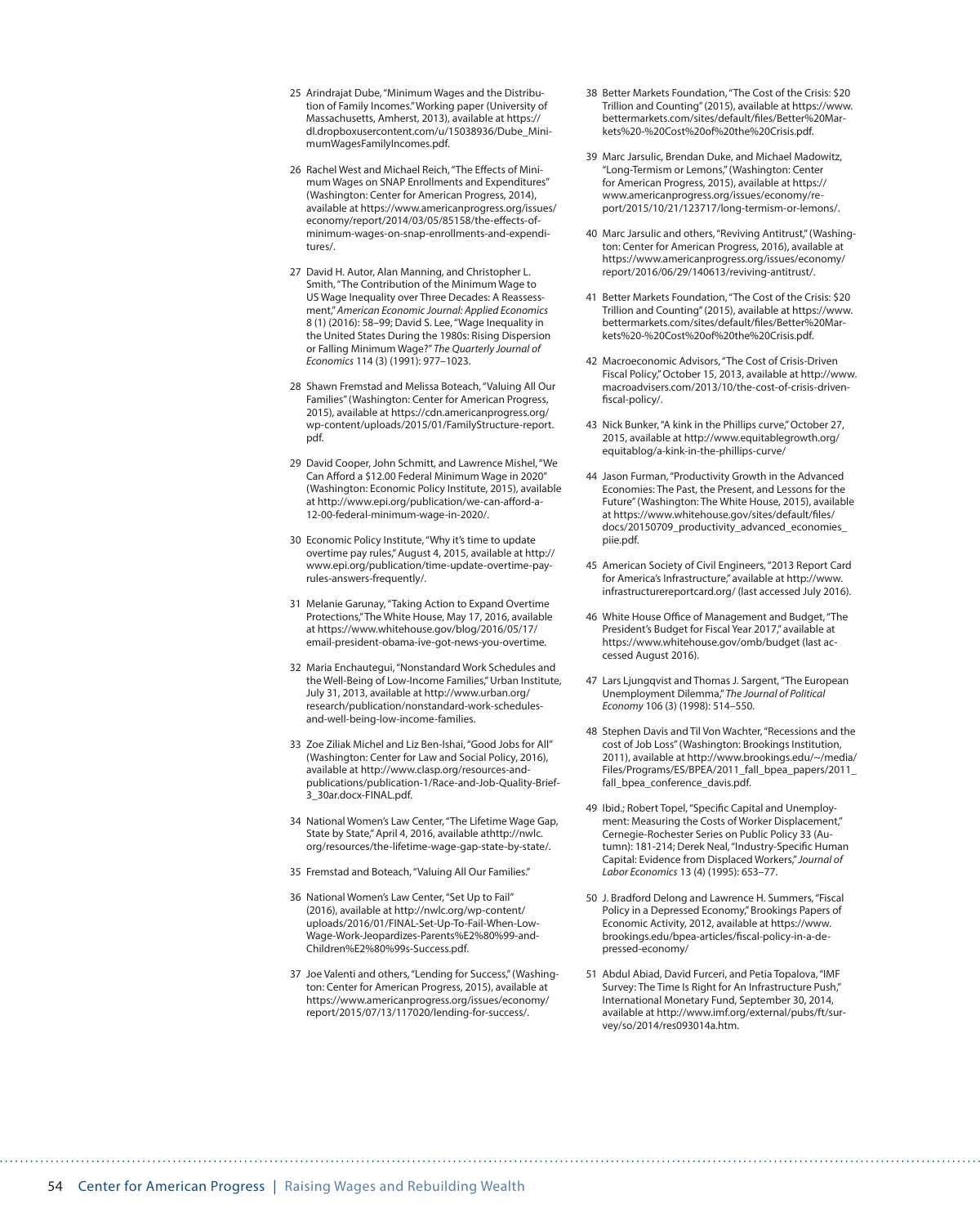25 Arindrajat Dube, "Minimum Wages and the Distribution of Family Incomes." Working paper (University of Massachusetts, Amherst, 2013), available at https://dl.dropboxusercontent.com/u/15038936/Dube_MinimumWagesFamilyIncomes.pdf.

26 Rachel West and Michael Reich, "The Effects of Minimum Wages on SNAP Enrollments and Expenditures" (Washington: Center for American Progress, 2014), available at https://www.americanprogress.org/issues/economy/report/2014/03/05/85158/the-effects-of-minimum-wages-on-snap-enrollments-and-expenditures/.

27 David H. Autor, Alan Manning, and Christopher L. Smith, "The Contribution of the Minimum Wage to US Wage Inequality over Three Decades: A Reassessment," *American Economic Journal: Applied Economics* 8 (1) (2016): 58–99; David S. Lee, "Wage Inequality in the United States During the 1980s: Rising Dispersion or Falling Minimum Wage?" *The Quarterly Journal of Economics* 114 (3) (1991): 977–1023.

28 Shawn Fremstad and Melissa Boteach, "Valuing All Our Families" (Washington: Center for American Progress, 2015), available at https://cdn.americanprogress.org/wp-content/uploads/2015/01/FamilyStructure-report.pdf.

29 David Cooper, John Schmitt, and Lawrence Mishel, "We Can Afford a $12.00 Federal Minimum Wage in 2020" (Washington: Economic Policy Institute, 2015), available at http://www.epi.org/publication/we-can-afford-a-12-00-federal-minimum-wage-in-2020/.

30 Economic Policy Institute, "Why it's time to update overtime pay rules," August 4, 2015, available at http://www.epi.org/publication/time-update-overtime-pay-rules-answers-frequently/.

31 Melanie Garunay, "Taking Action to Expand Overtime Protections," The White House, May 17, 2016, available at https://www.whitehouse.gov/blog/2016/05/17/email-president-obama-ive-got-news-you-overtime.

32 Maria Enchautegui, "Nonstandard Work Schedules and the Well-Being of Low-Income Families," Urban Institute, July 31, 2013, available at http://www.urban.org/research/publication/nonstandard-work-schedules-and-well-being-low-income-families.

33 Zoe Ziliak Michel and Liz Ben-Ishai, "Good Jobs for All" (Washington: Center for Law and Social Policy, 2016), available at http://www.clasp.org/resources-and-publications/publication-1/Race-and-Job-Quality-Brief-3_30ar.docx-FINAL.pdf.

34 National Women's Law Center, "The Lifetime Wage Gap, State by State," April 4, 2016, available athttp://nwlc.org/resources/the-lifetime-wage-gap-state-by-state/.

35 Fremstad and Boteach, "Valuing All Our Families."

36 National Women's Law Center, "Set Up to Fail" (2016), available at http://nwlc.org/wp-content/uploads/2016/01/FINAL-Set-Up-To-Fail-When-Low-Wage-Work-Jeopardizes-Parents%E2%80%99-and-Children%E2%80%99s-Success.pdf.

37 Joe Valenti and others, "Lending for Success," (Washington: Center for American Progress, 2015), available at https://www.americanprogress.org/issues/economy/report/2015/07/13/117020/lending-for-success/.

38 Better Markets Foundation, "The Cost of the Crisis: $20 Trillion and Counting" (2015), available at https://www.bettermarkets.com/sites/default/files/Better%20Markets%20-%20Cost%20of%20the%20Crisis.pdf.

39 Marc Jarsulic, Brendan Duke, and Michael Madowitz, "Long-Termism or Lemons," (Washington: Center for American Progress, 2015), available at https://www.americanprogress.org/issues/economy/report/2015/10/21/123717/long-termism-or-lemons/.

40 Marc Jarsulic and others, "Reviving Antitrust," (Washington: Center for American Progress, 2016), available at https://www.americanprogress.org/issues/economy/report/2016/06/29/140613/reviving-antitrust/.

41 Better Markets Foundation, "The Cost of the Crisis: $20 Trillion and Counting" (2015), available at https://www.bettermarkets.com/sites/default/files/Better%20Markets%20-%20Cost%20of%20the%20Crisis.pdf.

42 Macroeconomic Advisors, "The Cost of Crisis-Driven Fiscal Policy," October 15, 2013, available at http://www.macroadvisers.com/2013/10/the-cost-of-crisis-driven-fiscal-policy/.

43 Nick Bunker, "A kink in the Phillips curve," October 27, 2015, available at http://www.equitablegrowth.org/equitablog/a-kink-in-the-phillips-curve/

44 Jason Furman, "Productivity Growth in the Advanced Economies: The Past, the Present, and Lessons for the Future" (Washington: The White House, 2015), available at https://www.whitehouse.gov/sites/default/files/docs/20150709_productivity_advanced_economies_piie.pdf.

45 American Society of Civil Engineers, "2013 Report Card for America's Infrastructure," available at http://www.infrastructurereportcard.org/ (last accessed July 2016).

46 White House Office of Management and Budget, "The President's Budget for Fiscal Year 2017," available at https://www.whitehouse.gov/omb/budget (last accessed August 2016).

47 Lars Ljungqvist and Thomas J. Sargent, "The European Unemployment Dilemma," *The Journal of Political Economy* 106 (3) (1998): 514–550.

48 Stephen Davis and Til Von Wachter, "Recessions and the cost of Job Loss" (Washington: Brookings Institution, 2011), available at http://www.brookings.edu/~/media/Files/Programs/ES/BPEA/2011_fall_bpea_papers/2011_fall_bpea_conference_davis.pdf.

49 Ibid.; Robert Topel, "Specific Capital and Unemployment: Measuring the Costs of Worker Displacement," Cernegie-Rochester Series on Public Policy 33 (Autumn): 181-214; Derek Neal, "Industry-Specific Human Capital: Evidence from Displaced Workers," *Journal of Labor Economics* 13 (4) (1995): 653–77.

50 J. Bradford Delong and Lawrence H. Summers, "Fiscal Policy in a Depressed Economy," Brookings Papers of Economic Activity, 2012, available at https://www.brookings.edu/bpea-articles/fiscal-policy-in-a-depressed-economy/

51 Abdul Abiad, David Furceri, and Petia Topalova, "IMF Survey: The Time Is Right for An Infrastructure Push," International Monetary Fund, September 30, 2014, available at http://www.imf.org/external/pubs/ft/survey/so/2014/res093014a.htm.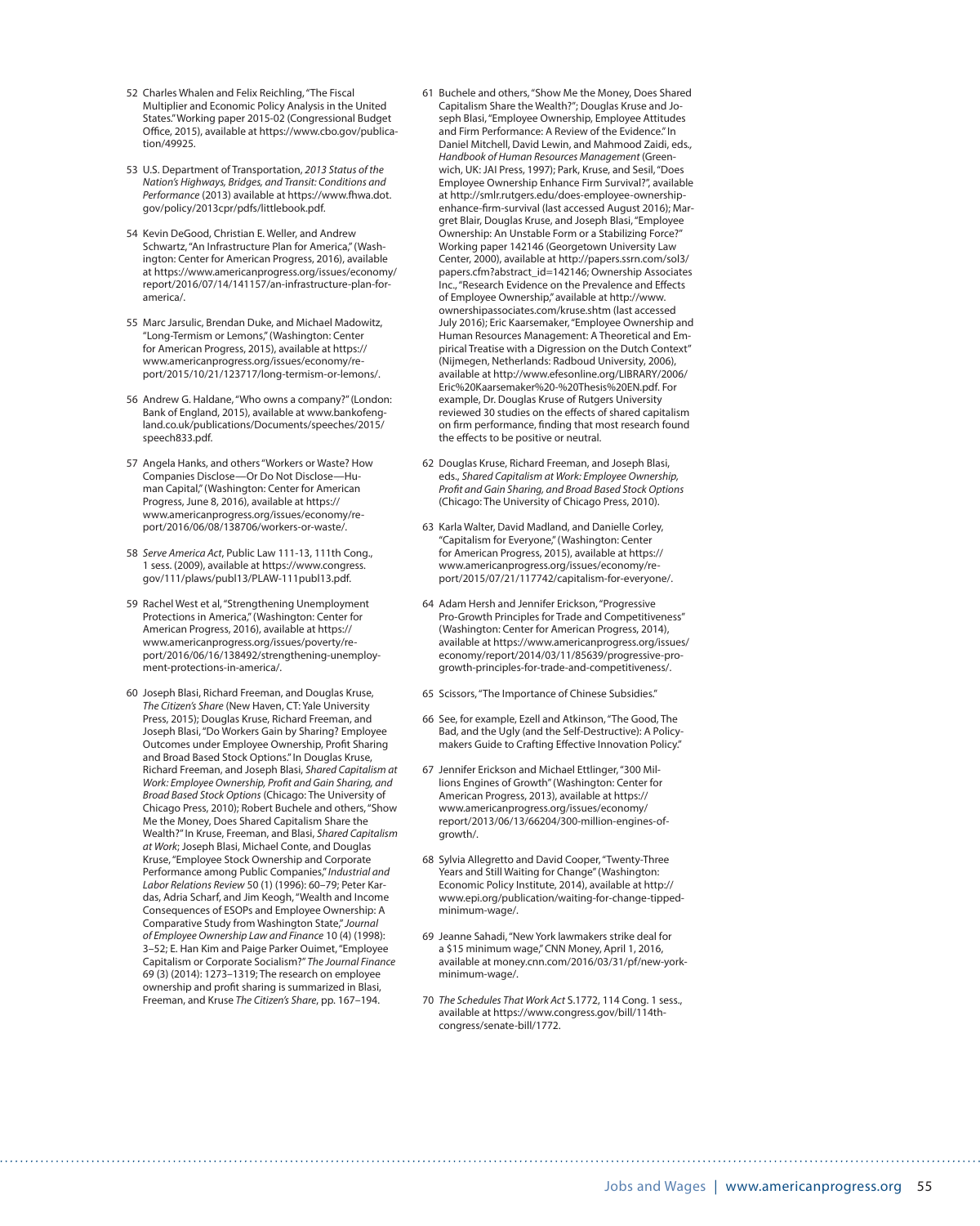52 Charles Whalen and Felix Reichling, "The Fiscal Multiplier and Economic Policy Analysis in the United States." Working paper 2015-02 (Congressional Budget Office, 2015), available at https://www.cbo.gov/publication/49925.

53 U.S. Department of Transportation, *2013 Status of the Nation's Highways, Bridges, and Transit: Conditions and Performance* (2013) available at https://www.fhwa.dot.gov/policy/2013cpr/pdfs/littlebook.pdf.

54 Kevin DeGood, Christian E. Weller, and Andrew Schwartz, "An Infrastructure Plan for America," (Washington: Center for American Progress, 2016), available at https://www.americanprogress.org/issues/economy/report/2016/07/14/141157/an-infrastructure-plan-for-america/.

55 Marc Jarsulic, Brendan Duke, and Michael Madowitz, "Long-Termism or Lemons," (Washington: Center for American Progress, 2015), available at https://www.americanprogress.org/issues/economy/report/2015/10/21/123717/long-termism-or-lemons/.

56 Andrew G. Haldane, "Who owns a company?" (London: Bank of England, 2015), available at www.bankofengland.co.uk/publications/Documents/speeches/2015/speech833.pdf.

57 Angela Hanks, and others "Workers or Waste? How Companies Disclose—Or Do Not Disclose—Human Capital," (Washington: Center for American Progress, June 8, 2016), available at https://www.americanprogress.org/issues/economy/report/2016/06/08/138706/workers-or-waste/.

58 *Serve America Act*, Public Law 111-13, 111th Cong., 1 sess. (2009), available at https://www.congress.gov/111/plaws/publ13/PLAW-111publ13.pdf.

59 Rachel West et al, "Strengthening Unemployment Protections in America," (Washington: Center for American Progress, 2016), available at https://www.americanprogress.org/issues/poverty/report/2016/06/16/138492/strengthening-unemployment-protections-in-america/.

60 Joseph Blasi, Richard Freeman, and Douglas Kruse, *The Citizen's Share* (New Haven, CT: Yale University Press, 2015); Douglas Kruse, Richard Freeman, and Joseph Blasi, "Do Workers Gain by Sharing? Employee Outcomes under Employee Ownership, Profit Sharing and Broad Based Stock Options." In Douglas Kruse, Richard Freeman, and Joseph Blasi, *Shared Capitalism at Work: Employee Ownership, Profit and Gain Sharing, and Broad Based Stock Options* (Chicago: The University of Chicago Press, 2010); Robert Buchele and others, "Show Me the Money, Does Shared Capitalism Share the Wealth?" In Kruse, Freeman, and Blasi, *Shared Capitalism at Work*; Joseph Blasi, Michael Conte, and Douglas Kruse, "Employee Stock Ownership and Corporate Performance among Public Companies," *Industrial and Labor Relations Review* 50 (1) (1996): 60–79; Peter Kardas, Adria Scharf, and Jim Keogh, "Wealth and Income Consequences of ESOPs and Employee Ownership: A Comparative Study from Washington State," *Journal of Employee Ownership Law and Finance* 10 (4) (1998): 3–52; E. Han Kim and Paige Parker Ouimet, "Employee Capitalism or Corporate Socialism?" *The Journal Finance* 69 (3) (2014): 1273–1319; The research on employee ownership and profit sharing is summarized in Blasi, Freeman, and Kruse *The Citizen's Share*, pp. 167–194.

61 Buchele and others, "Show Me the Money, Does Shared Capitalism Share the Wealth?"; Douglas Kruse and Joseph Blasi, "Employee Ownership, Employee Attitudes and Firm Performance: A Review of the Evidence." In Daniel Mitchell, David Lewin, and Mahmood Zaidi, eds., *Handbook of Human Resources Management* (Greenwich, UK: JAI Press, 1997); Park, Kruse, and Sesil, "Does Employee Ownership Enhance Firm Survival?", available at http://smlr.rutgers.edu/does-employee-ownership-enhance-firm-survival (last accessed August 2016); Margret Blair, Douglas Kruse, and Joseph Blasi, "Employee Ownership: An Unstable Form or a Stabilizing Force?" Working paper 142146 (Georgetown University Law Center, 2000), available at http://papers.ssrn.com/sol3/papers.cfm?abstract_id=142146; Ownership Associates Inc., "Research Evidence on the Prevalence and Effects of Employee Ownership," available at http://www.ownershipassociates.com/kruse.shtm (last accessed July 2016); Eric Kaarsemaker, "Employee Ownership and Human Resources Management: A Theoretical and Empirical Treatise with a Digression on the Dutch Context" (Nijmegen, Netherlands: Radboud University, 2006), available at http://www.efesonline.org/LIBRARY/2006/Eric%20Kaarsemaker%20-%20Thesis%20EN.pdf. For example, Dr. Douglas Kruse of Rutgers University reviewed 30 studies on the effects of shared capitalism on firm performance, finding that most research found the effects to be positive or neutral.

62 Douglas Kruse, Richard Freeman, and Joseph Blasi, eds., *Shared Capitalism at Work: Employee Ownership, Profit and Gain Sharing, and Broad Based Stock Options* (Chicago: The University of Chicago Press, 2010).

63 Karla Walter, David Madland, and Danielle Corley, "Capitalism for Everyone," (Washington: Center for American Progress, 2015), available at https://www.americanprogress.org/issues/economy/report/2015/07/21/117742/capitalism-for-everyone/.

64 Adam Hersh and Jennifer Erickson, "Progressive Pro-Growth Principles for Trade and Competitiveness" (Washington: Center for American Progress, 2014), available at https://www.americanprogress.org/issues/economy/report/2014/03/11/85639/progressive-pro-growth-principles-for-trade-and-competitiveness/.

65 Scissors, "The Importance of Chinese Subsidies."

66 See, for example, Ezell and Atkinson, "The Good, The Bad, and the Ugly (and the Self-Destructive): A Policymakers Guide to Crafting Effective Innovation Policy."

67 Jennifer Erickson and Michael Ettlinger, "300 Millions Engines of Growth" (Washington: Center for American Progress, 2013), available at https://www.americanprogress.org/issues/economy/report/2013/06/13/66204/300-million-engines-of-growth/.

68 Sylvia Allegretto and David Cooper, "Twenty-Three Years and Still Waiting for Change" (Washington: Economic Policy Institute, 2014), available at http://www.epi.org/publication/waiting-for-change-tipped-minimum-wage/.

69 Jeanne Sahadi, "New York lawmakers strike deal for a $15 minimum wage," CNN Money, April 1, 2016, available at money.cnn.com/2016/03/31/pf/new-york-minimum-wage/.

70 *The Schedules That Work Act* S.1772, 114 Cong. 1 sess., available at https://www.congress.gov/bill/114th-congress/senate-bill/1772.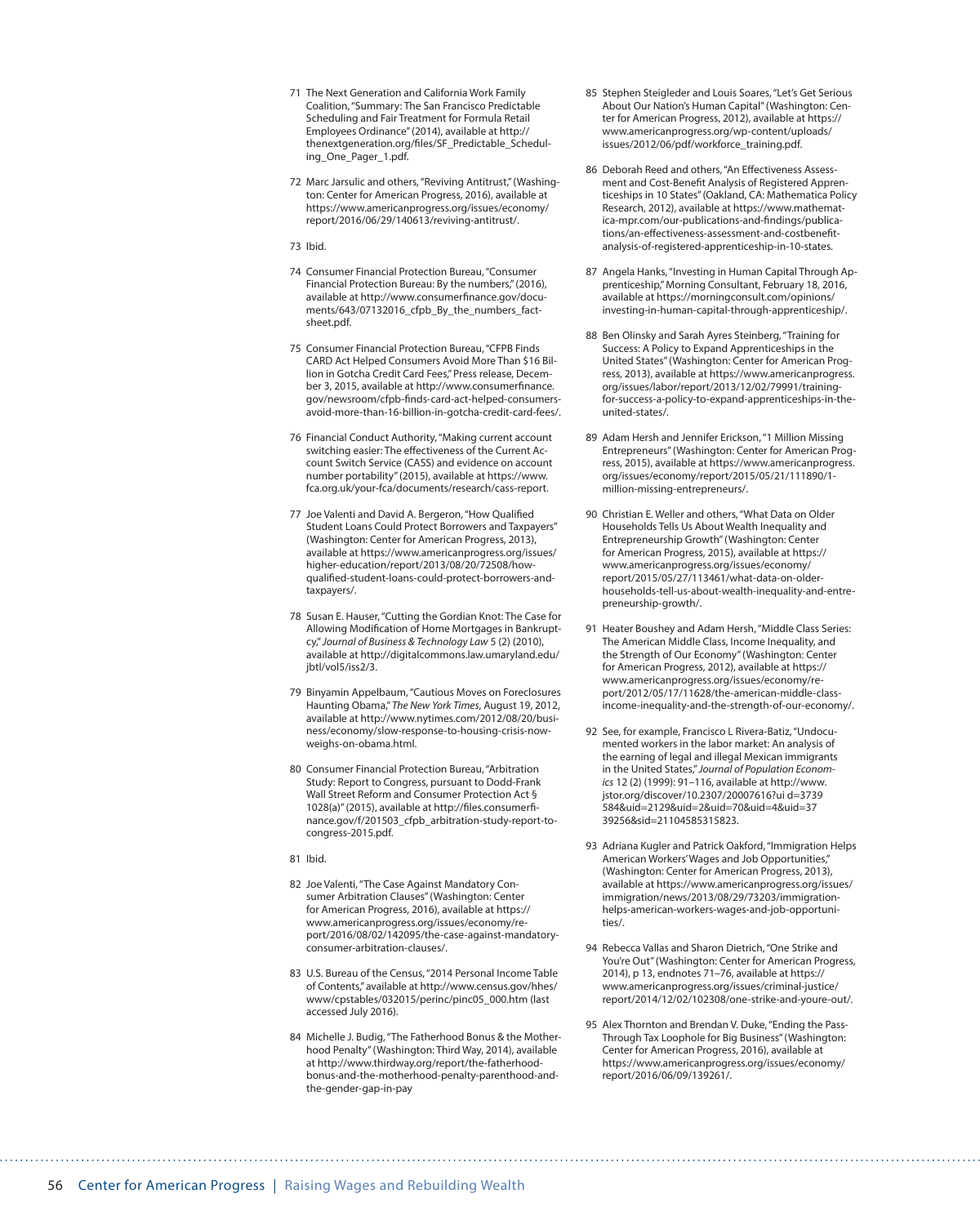71 The Next Generation and California Work Family Coalition, "Summary: The San Francisco Predictable Scheduling and Fair Treatment for Formula Retail Employees Ordinance" (2014), available at http://thenextgeneration.org/files/SF_Predictable_Scheduling_One_Pager_1.pdf.

72 Marc Jarsulic and others, "Reviving Antitrust," (Washington: Center for American Progress, 2016), available at https://www.americanprogress.org/issues/economy/report/2016/06/29/140613/reviving-antitrust/.

73 Ibid.

74 Consumer Financial Protection Bureau, "Consumer Financial Protection Bureau: By the numbers," (2016), available at http://www.consumerfinance.gov/documents/643/07132016_cfpb_By_the_numbers_factsheet.pdf.

75 Consumer Financial Protection Bureau, "CFPB Finds CARD Act Helped Consumers Avoid More Than $16 Billion in Gotcha Credit Card Fees," Press release, December 3, 2015, available at http://www.consumerfinance.gov/newsroom/cfpb-finds-card-act-helped-consumers-avoid-more-than-16-billion-in-gotcha-credit-card-fees/.

76 Financial Conduct Authority, "Making current account switching easier: The effectiveness of the Current Account Switch Service (CASS) and evidence on account number portability" (2015), available at https://www.fca.org.uk/your-fca/documents/research/cass-report.

77 Joe Valenti and David A. Bergeron, "How Qualified Student Loans Could Protect Borrowers and Taxpayers" (Washington: Center for American Progress, 2013), available at https://www.americanprogress.org/issues/higher-education/report/2013/08/20/72508/how-qualified-student-loans-could-protect-borrowers-and-taxpayers/.

78 Susan E. Hauser, "Cutting the Gordian Knot: The Case for Allowing Modification of Home Mortgages in Bankruptcy," *Journal of Business & Technology Law* 5 (2) (2010), available at http://digitalcommons.law.umaryland.edu/jbtl/vol5/iss2/3.

79 Binyamin Appelbaum, "Cautious Moves on Foreclosures Haunting Obama," *The New York Times*, August 19, 2012, available at http://www.nytimes.com/2012/08/20/business/economy/slow-response-to-housing-crisis-now-weighs-on-obama.html.

80 Consumer Financial Protection Bureau, "Arbitration Study: Report to Congress, pursuant to Dodd-Frank Wall Street Reform and Consumer Protection Act § 1028(a)" (2015), available at http://files.consumerfinance.gov/f/201503_cfpb_arbitration-study-report-to-congress-2015.pdf.

81 Ibid.

82 Joe Valenti, "The Case Against Mandatory Consumer Arbitration Clauses" (Washington: Center for American Progress, 2016), available at https://www.americanprogress.org/issues/economy/report/2016/08/02/142095/the-case-against-mandatory-consumer-arbitration-clauses/.

83 U.S. Bureau of the Census, "2014 Personal Income Table of Contents," available at http://www.census.gov/hhes/www/cpstables/032015/perinc/pinc05_000.htm (last accessed July 2016).

84 Michelle J. Budig, "The Fatherhood Bonus & the Motherhood Penalty" (Washington: Third Way, 2014), available at http://www.thirdway.org/report/the-fatherhood-bonus-and-the-motherhood-penalty-parenthood-and-the-gender-gap-in-pay

85 Stephen Steigleder and Louis Soares, "Let's Get Serious About Our Nation's Human Capital" (Washington: Center for American Progress, 2012), available at https://www.americanprogress.org/wp-content/uploads/issues/2012/06/pdf/workforce_training.pdf.

86 Deborah Reed and others, "An Effectiveness Assessment and Cost-Benefit Analysis of Registered Apprenticeships in 10 States" (Oakland, CA: Mathematica Policy Research, 2012), available at https://www.mathematica-mpr.com/our-publications-and-findings/publications/an-effectiveness-assessment-and-costbenefit-analysis-of-registered-apprenticeship-in-10-states.

87 Angela Hanks, "Investing in Human Capital Through Apprenticeship," Morning Consultant, February 18, 2016, available at https://morningconsult.com/opinions/investing-in-human-capital-through-apprenticeship/.

88 Ben Olinsky and Sarah Ayres Steinberg, "Training for Success: A Policy to Expand Apprenticeships in the United States" (Washington: Center for American Progress, 2013), available at https://www.americanprogress.org/issues/labor/report/2013/12/02/79991/training-for-success-a-policy-to-expand-apprenticeships-in-the-united-states/.

89 Adam Hersh and Jennifer Erickson, "1 Million Missing Entrepreneurs" (Washington: Center for American Progress, 2015), available at https://www.americanprogress.org/issues/economy/report/2015/05/21/111890/1-million-missing-entrepreneurs/.

90 Christian E. Weller and others, "What Data on Older Households Tells Us About Wealth Inequality and Entrepreneurship Growth" (Washington: Center for American Progress, 2015), available at https://www.americanprogress.org/issues/economy/report/2015/05/27/113461/what-data-on-older-households-tell-us-about-wealth-inequality-and-entrepreneurship-growth/.

91 Heater Boushey and Adam Hersh, "Middle Class Series: The American Middle Class, Income Inequality, and the Strength of Our Economy" (Washington: Center for American Progress, 2012), available at https://www.americanprogress.org/issues/economy/report/2012/05/17/11628/the-american-middle-class-income-inequality-and-the-strength-of-our-economy/.

92 See, for example, Francisco L Rivera-Batiz, "Undocumented workers in the labor market: An analysis of the earning of legal and illegal Mexican immigrants in the United States," *Journal of Population Economics* 12 (2) (1999): 91–116, available at http://www.jstor.org/discover/10.2307/20007616?ui d=3739584&uid=2129&uid=2&uid=70&uid=4&uid=3739256&sid=21104585315823.

93 Adriana Kugler and Patrick Oakford, "Immigration Helps American Workers' Wages and Job Opportunities," (Washington: Center for American Progress, 2013), available at https://www.americanprogress.org/issues/immigration/news/2013/08/29/73203/immigration-helps-american-workers-wages-and-job-opportunities/.

94 Rebecca Vallas and Sharon Dietrich, "One Strike and You're Out" (Washington: Center for American Progress, 2014), p 13, endnotes 71–76, available at https://www.americanprogress.org/issues/criminal-justice/report/2014/12/02/102308/one-strike-and-youre-out/.

95 Alex Thornton and Brendan V. Duke, "Ending the Pass-Through Tax Loophole for Big Business" (Washington: Center for American Progress, 2016), available at https://www.americanprogress.org/issues/economy/report/2016/06/09/139261/.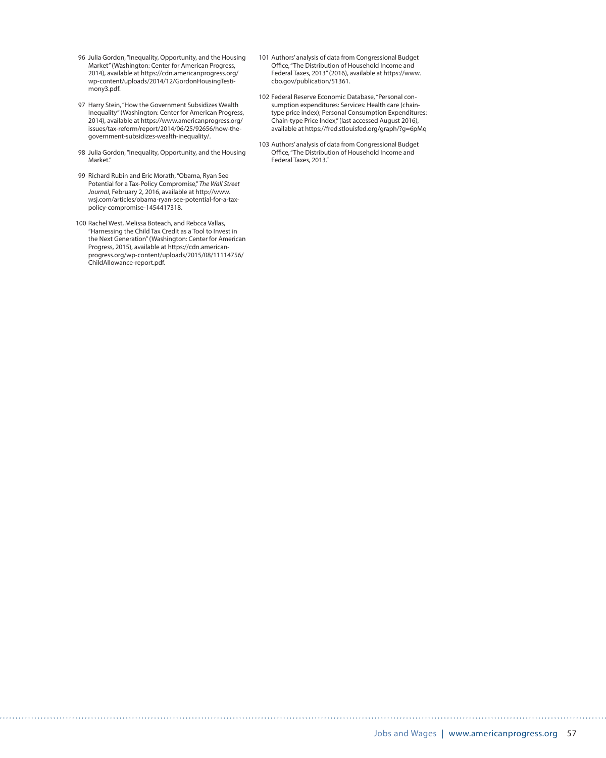96 Julia Gordon, "Inequality, Opportunity, and the Housing Market" (Washington: Center for American Progress, 2014), available at https://cdn.americanprogress.org/wp-content/uploads/2014/12/GordonHousingTestimony3.pdf.

97 Harry Stein, "How the Government Subsidizes Wealth Inequality" (Washington: Center for American Progress, 2014), available at https://www.americanprogress.org/issues/tax-reform/report/2014/06/25/92656/how-the-government-subsidizes-wealth-inequality/.

98 Julia Gordon, "Inequality, Opportunity, and the Housing Market."

99 Richard Rubin and Eric Morath, "Obama, Ryan See Potential for a Tax-Policy Compromise," *The Wall Street Journal*, February 2, 2016, available at http://www.wsj.com/articles/obama-ryan-see-potential-for-a-tax-policy-compromise-1454417318.

100 Rachel West, Melissa Boteach, and Rebcca Vallas, "Harnessing the Child Tax Credit as a Tool to Invest in the Next Generation" (Washington: Center for American Progress, 2015), available at https://cdn.americanprogress.org/wp-content/uploads/2015/08/11114756/ChildAllowance-report.pdf.

101 Authors' analysis of data from Congressional Budget Office, "The Distribution of Household Income and Federal Taxes, 2013" (2016), available at https://www.cbo.gov/publication/51361.

102 Federal Reserve Economic Database, "Personal consumption expenditures: Services: Health care (chain-type price index); Personal Consumption Expenditures: Chain-type Price Index," (last accessed August 2016), available at https://fred.stlouisfed.org/graph/?g=6pMq

103 Authors' analysis of data from Congressional Budget Office, "The Distribution of Household Income and Federal Taxes, 2013."